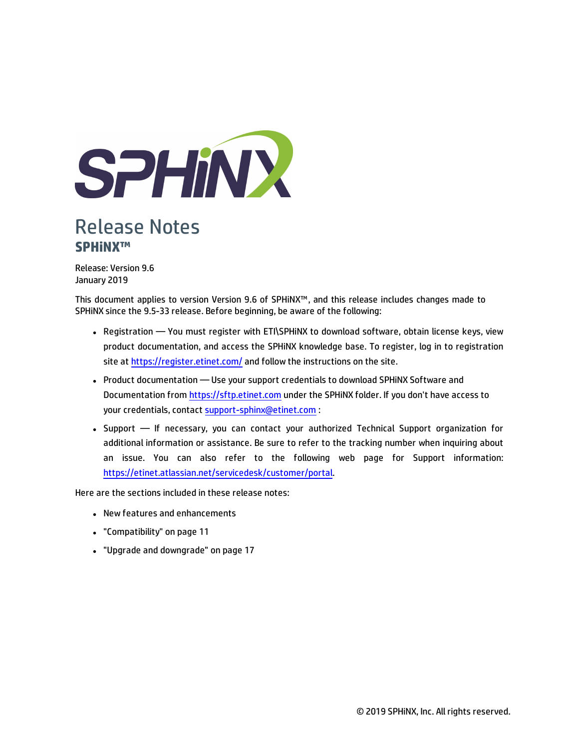# Release Notes

## SPHiNX™

Release: Version 9.6
January 2019

This document applies to version Version 9.6 of SPHiNX™, and this release includes changes made to SPHiNX since the 9.5-33 release. Before beginning, be aware of the following:

- Registration — You must register with ETI\SPHiNX to download software, obtain license keys, view product documentation, and access the SPHiNX knowledge base. To register, log in to registration site at https://register.etinet.com/ and follow the instructions on the site.
- Product documentation — Use your support credentials to download SPHiNX Software and Documentation from https://sftp.etinet.com under the SPHiNX folder. If you don't have access to your credentials, contact support-sphinx@etinet.com :
- Support — If necessary, you can contact your authorized Technical Support organization for additional information or assistance. Be sure to refer to the tracking number when inquiring about an issue. You can also refer to the following web page for Support information: https://etinet.atlassian.net/servicedesk/customer/portal.

Here are the sections included in these release notes:

- New features and enhancements
- "Compatibility" on page 11
- "Upgrade and downgrade" on page 17

© 2019 SPHiNX, Inc. All rights reserved.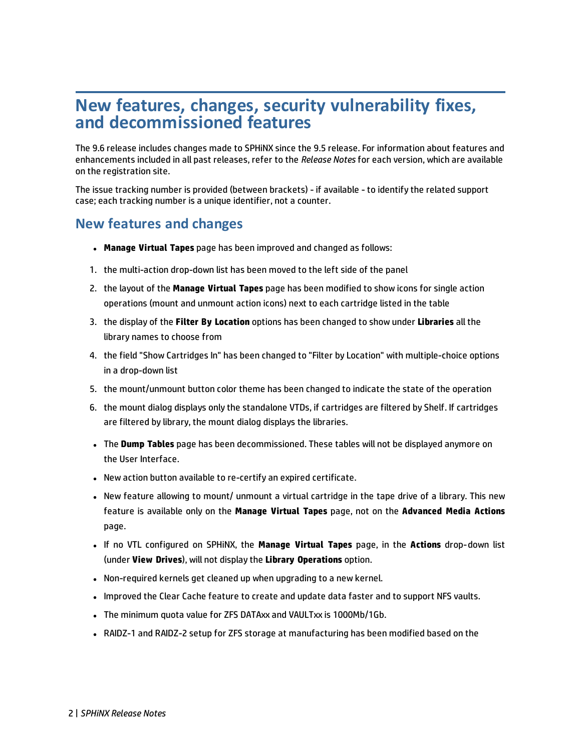# New features, changes, security vulnerability fixes, and decommissioned features

The 9.6 release includes changes made to SPHiNX since the 9.5 release. For information about features and enhancements included in all past releases, refer to the *Release Notes* for each version, which are available on the registration site.

The issue tracking number is provided (between brackets) - if available - to identify the related support case; each tracking number is a unique identifier, not a counter.

## New features and changes

- **Manage Virtual Tapes** page has been improved and changed as follows:

1. the multi-action drop-down list has been moved to the left side of the panel
2. the layout of the **Manage Virtual Tapes** page has been modified to show icons for single action operations (mount and unmount action icons) next to each cartridge listed in the table
3. the display of the **Filter By Location** options has been changed to show under **Libraries** all the library names to choose from
4. the field "Show Cartridges In" has been changed to "Filter by Location" with multiple-choice options in a drop-down list
5. the mount/unmount button color theme has been changed to indicate the state of the operation
6. the mount dialog displays only the standalone VTDs, if cartridges are filtered by Shelf. If cartridges are filtered by library, the mount dialog displays the libraries.

- The **Dump Tables** page has been decommissioned. These tables will not be displayed anymore on the User Interface.
- New action button available to re-certify an expired certificate.
- New feature allowing to mount/ unmount a virtual cartridge in the tape drive of a library. This new feature is available only on the **Manage Virtual Tapes** page, not on the **Advanced Media Actions** page.
- If no VTL configured on SPHiNX, the **Manage Virtual Tapes** page, in the **Actions** drop-down list (under **View Drives**), will not display the **Library Operations** option.
- Non-required kernels get cleaned up when upgrading to a new kernel.
- Improved the Clear Cache feature to create and update data faster and to support NFS vaults.
- The minimum quota value for ZFS DATAxx and VAULTxx is 1000Mb/1Gb.
- RAIDZ-1 and RAIDZ-2 setup for ZFS storage at manufacturing has been modified based on the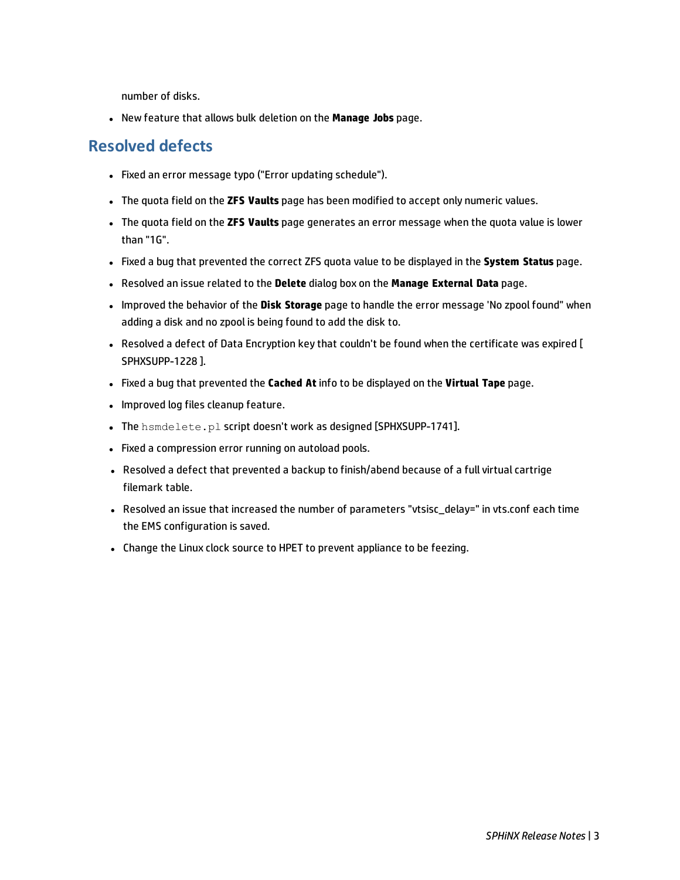number of disks.

- New feature that allows bulk deletion on the **Manage Jobs** page.

## Resolved defects

- Fixed an error message typo ("Error updating schedule").
- The quota field on the **ZFS Vaults** page has been modified to accept only numeric values.
- The quota field on the **ZFS Vaults** page generates an error message when the quota value is lower than "1G".
- Fixed a bug that prevented the correct ZFS quota value to be displayed in the **System Status** page.
- Resolved an issue related to the **Delete** dialog box on the **Manage External Data** page.
- Improved the behavior of the **Disk Storage** page to handle the error message 'No zpool found" when adding a disk and no zpool is being found to add the disk to.
- Resolved a defect of Data Encryption key that couldn't be found when the certificate was expired [ SPHXSUPP-1228 ].
- Fixed a bug that prevented the **Cached At** info to be displayed on the **Virtual Tape** page.
- Improved log files cleanup feature.
- The `hsmdelete.pl` script doesn't work as designed [SPHXSUPP-1741].
- Fixed a compression error running on autoload pools.
- Resolved a defect that prevented a backup to finish/abend because of a full virtual cartrige filemark table.
- Resolved an issue that increased the number of parameters "vtsisc_delay=" in vts.conf each time the EMS configuration is saved.
- Change the Linux clock source to HPET to prevent appliance to be feezing.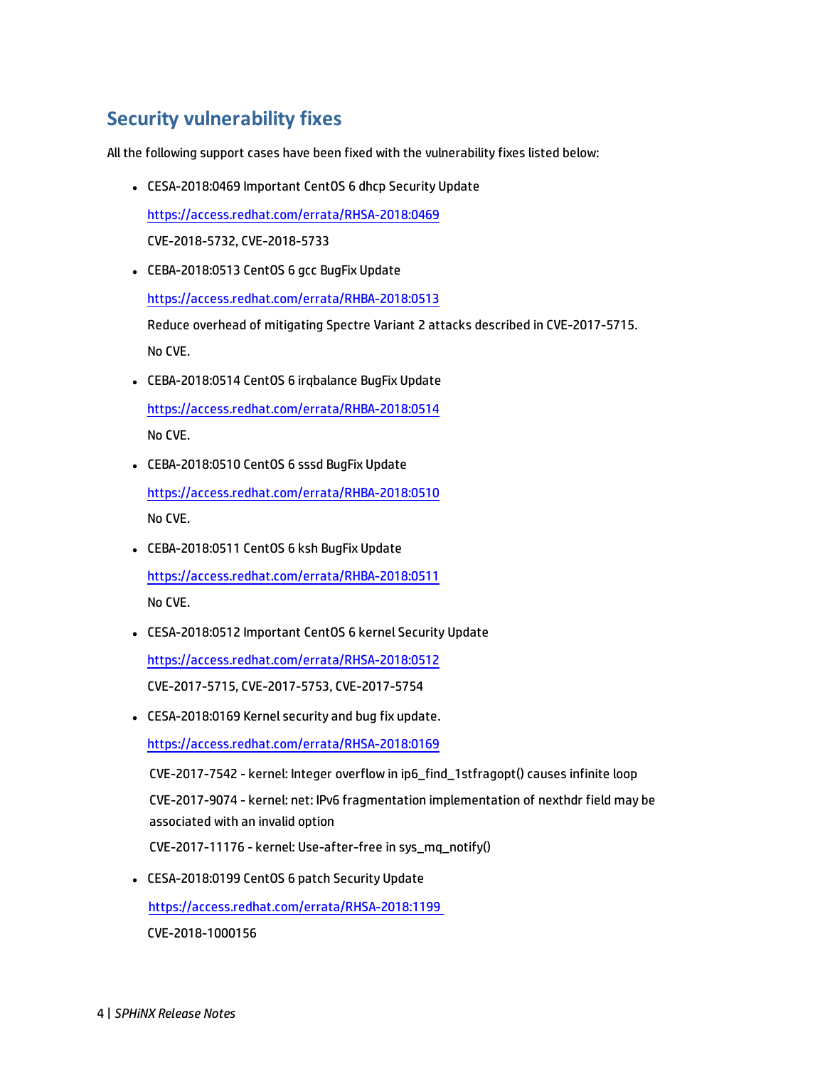## Security vulnerability fixes

All the following support cases have been fixed with the vulnerability fixes listed below:

- CESA-2018:0469 Important CentOS 6 dhcp Security Update

  https://access.redhat.com/errata/RHSA-2018:0469

  CVE-2018-5732, CVE-2018-5733

- CEBA-2018:0513 CentOS 6 gcc BugFix Update

  https://access.redhat.com/errata/RHBA-2018:0513

  Reduce overhead of mitigating Spectre Variant 2 attacks described in CVE-2017-5715.

  No CVE.

- CEBA-2018:0514 CentOS 6 irqbalance BugFix Update

  https://access.redhat.com/errata/RHBA-2018:0514

  No CVE.

- CEBA-2018:0510 CentOS 6 sssd BugFix Update

  https://access.redhat.com/errata/RHBA-2018:0510

  No CVE.

- CEBA-2018:0511 CentOS 6 ksh BugFix Update

  https://access.redhat.com/errata/RHBA-2018:0511

  No CVE.

- CESA-2018:0512 Important CentOS 6 kernel Security Update

  https://access.redhat.com/errata/RHSA-2018:0512

  CVE-2017-5715, CVE-2017-5753, CVE-2017-5754

- CESA-2018:0169 Kernel security and bug fix update.

  https://access.redhat.com/errata/RHSA-2018:0169

  CVE-2017-7542 - kernel: Integer overflow in ip6_find_1stfragopt() causes infinite loop

  CVE-2017-9074 - kernel: net: IPv6 fragmentation implementation of nexthdr field may be associated with an invalid option

  CVE-2017-11176 - kernel: Use-after-free in sys_mq_notify()

- CESA-2018:0199 CentOS 6 patch Security Update

  https://access.redhat.com/errata/RHSA-2018:1199

  CVE-2018-1000156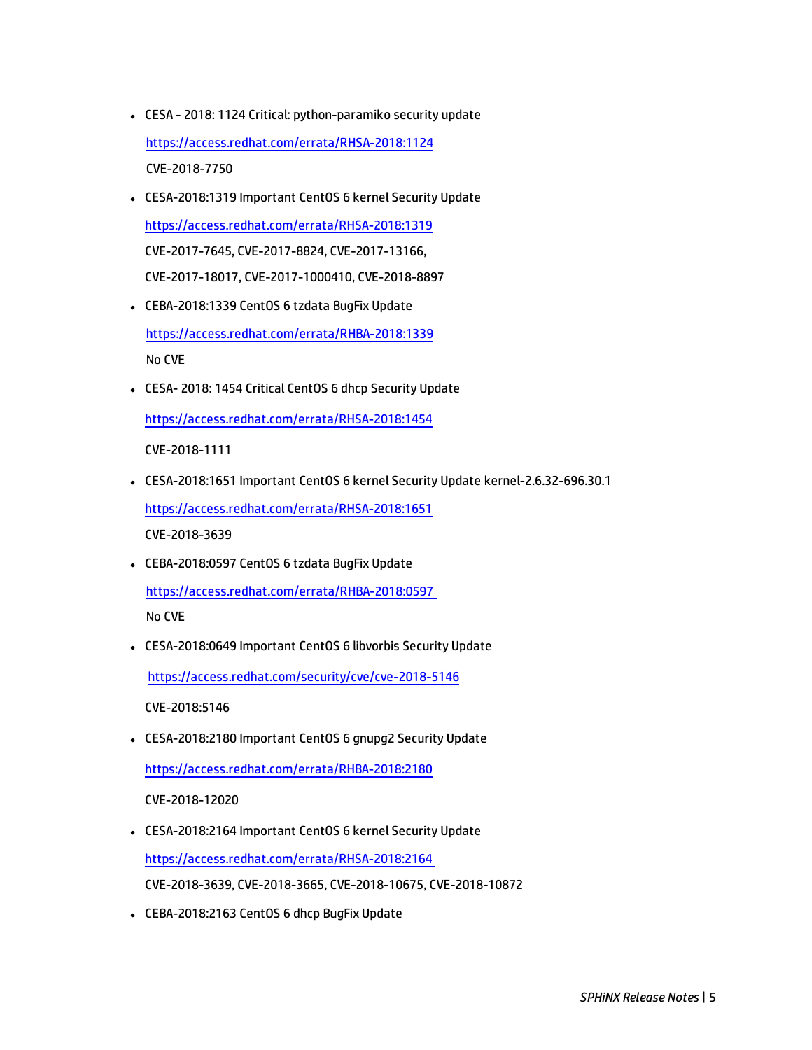- CESA - 2018: 1124 Critical: python-paramiko security update

  https://access.redhat.com/errata/RHSA-2018:1124

  CVE-2018-7750

- CESA-2018:1319 Important CentOS 6 kernel Security Update

  https://access.redhat.com/errata/RHSA-2018:1319

  CVE-2017-7645, CVE-2017-8824, CVE-2017-13166,

  CVE-2017-18017, CVE-2017-1000410, CVE-2018-8897

- CEBA-2018:1339 CentOS 6 tzdata BugFix Update

  https://access.redhat.com/errata/RHBA-2018:1339

  No CVE

- CESA- 2018: 1454 Critical CentOS 6 dhcp Security Update

  https://access.redhat.com/errata/RHSA-2018:1454

  CVE-2018-1111

- CESA-2018:1651 Important CentOS 6 kernel Security Update kernel-2.6.32-696.30.1

  https://access.redhat.com/errata/RHSA-2018:1651

  CVE-2018-3639

- CEBA-2018:0597 CentOS 6 tzdata BugFix Update

  https://access.redhat.com/errata/RHBA-2018:0597

  No CVE

- CESA-2018:0649 Important CentOS 6 libvorbis Security Update

  https://access.redhat.com/security/cve/cve-2018-5146

  CVE-2018:5146

- CESA-2018:2180 Important CentOS 6 gnupg2 Security Update

  https://access.redhat.com/errata/RHBA-2018:2180

  CVE-2018-12020

- CESA-2018:2164 Important CentOS 6 kernel Security Update

  https://access.redhat.com/errata/RHSA-2018:2164

  CVE-2018-3639, CVE-2018-3665, CVE-2018-10675, CVE-2018-10872

- CEBA-2018:2163 CentOS 6 dhcp BugFix Update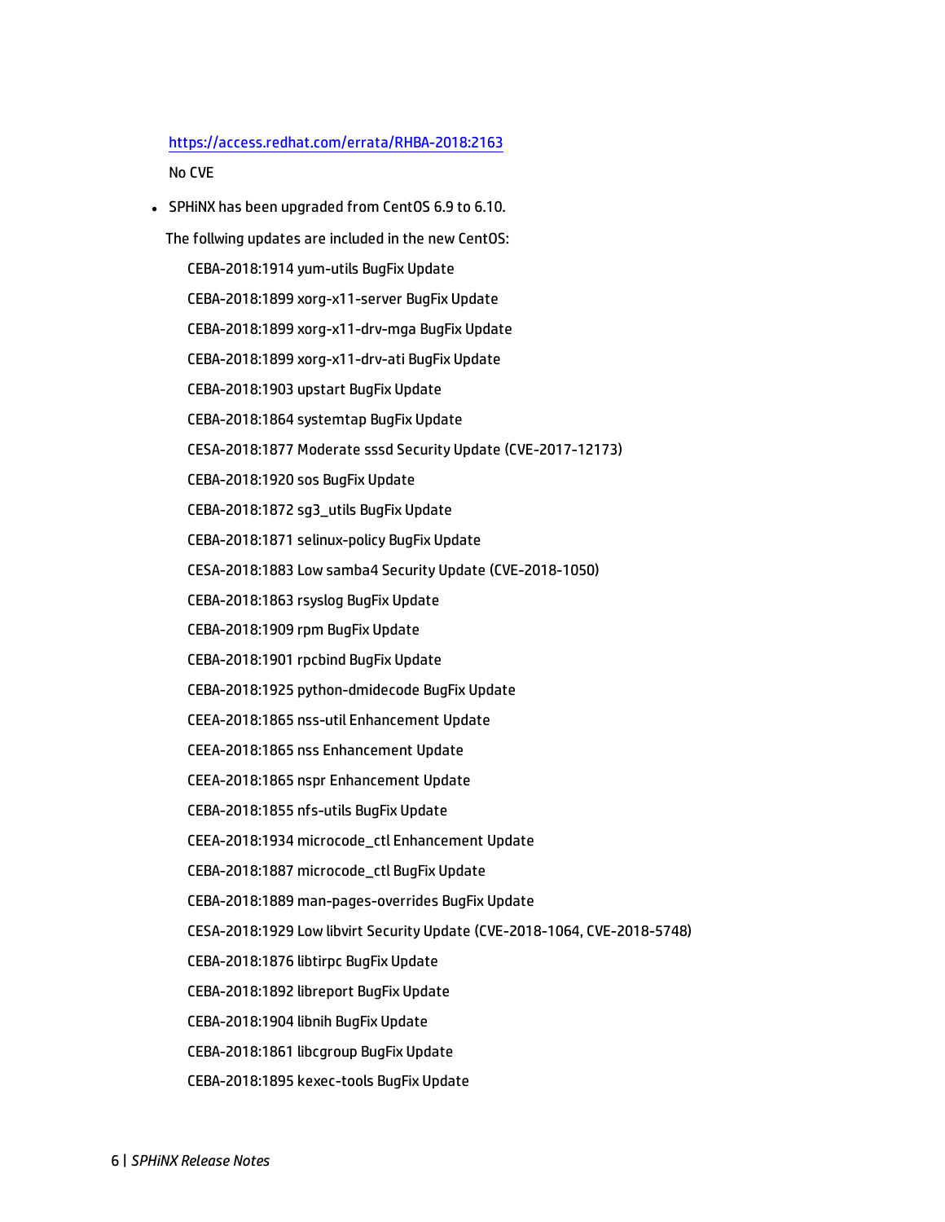https://access.redhat.com/errata/RHBA-2018:2163

No CVE

- SPHiNX has been upgraded from CentOS 6.9 to 6.10.

  The follwing updates are included in the new CentOS:

  CEBA-2018:1914 yum-utils BugFix Update

  CEBA-2018:1899 xorg-x11-server BugFix Update

  CEBA-2018:1899 xorg-x11-drv-mga BugFix Update

  CEBA-2018:1899 xorg-x11-drv-ati BugFix Update

  CEBA-2018:1903 upstart BugFix Update

  CEBA-2018:1864 systemtap BugFix Update

  CESA-2018:1877 Moderate sssd Security Update (CVE-2017-12173)

  CEBA-2018:1920 sos BugFix Update

  CEBA-2018:1872 sg3_utils BugFix Update

  CEBA-2018:1871 selinux-policy BugFix Update

  CESA-2018:1883 Low samba4 Security Update (CVE-2018-1050)

  CEBA-2018:1863 rsyslog BugFix Update

  CEBA-2018:1909 rpm BugFix Update

  CEBA-2018:1901 rpcbind BugFix Update

  CEBA-2018:1925 python-dmidecode BugFix Update

  CEEA-2018:1865 nss-util Enhancement Update

  CEEA-2018:1865 nss Enhancement Update

  CEEA-2018:1865 nspr Enhancement Update

  CEBA-2018:1855 nfs-utils BugFix Update

  CEEA-2018:1934 microcode_ctl Enhancement Update

  CEBA-2018:1887 microcode_ctl BugFix Update

  CEBA-2018:1889 man-pages-overrides BugFix Update

  CESA-2018:1929 Low libvirt Security Update (CVE-2018-1064, CVE-2018-5748)

  CEBA-2018:1876 libtirpc BugFix Update

  CEBA-2018:1892 libreport BugFix Update

  CEBA-2018:1904 libnih BugFix Update

  CEBA-2018:1861 libcgroup BugFix Update

  CEBA-2018:1895 kexec-tools BugFix Update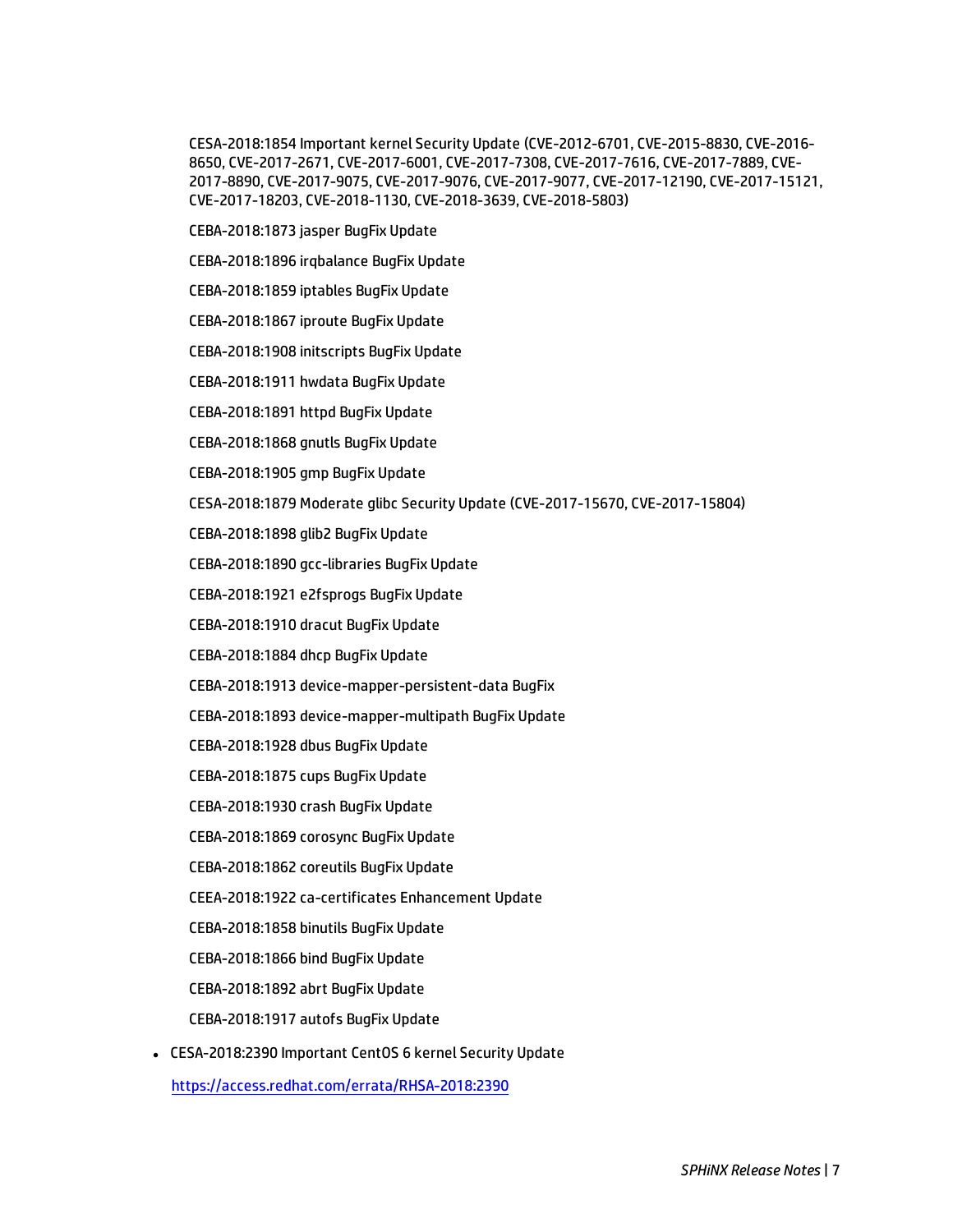CESA-2018:1854 Important kernel Security Update (CVE-2012-6701, CVE-2015-8830, CVE-2016-8650, CVE-2017-2671, CVE-2017-6001, CVE-2017-7308, CVE-2017-7616, CVE-2017-7889, CVE-2017-8890, CVE-2017-9075, CVE-2017-9076, CVE-2017-9077, CVE-2017-12190, CVE-2017-15121, CVE-2017-18203, CVE-2018-1130, CVE-2018-3639, CVE-2018-5803)

CEBA-2018:1873 jasper BugFix Update

CEBA-2018:1896 irqbalance BugFix Update

CEBA-2018:1859 iptables BugFix Update

CEBA-2018:1867 iproute BugFix Update

CEBA-2018:1908 initscripts BugFix Update

CEBA-2018:1911 hwdata BugFix Update

CEBA-2018:1891 httpd BugFix Update

CEBA-2018:1868 gnutls BugFix Update

CEBA-2018:1905 gmp BugFix Update

CESA-2018:1879 Moderate glibc Security Update (CVE-2017-15670, CVE-2017-15804)

CEBA-2018:1898 glib2 BugFix Update

CEBA-2018:1890 gcc-libraries BugFix Update

CEBA-2018:1921 e2fsprogs BugFix Update

CEBA-2018:1910 dracut BugFix Update

CEBA-2018:1884 dhcp BugFix Update

CEBA-2018:1913 device-mapper-persistent-data BugFix

CEBA-2018:1893 device-mapper-multipath BugFix Update

CEBA-2018:1928 dbus BugFix Update

CEBA-2018:1875 cups BugFix Update

CEBA-2018:1930 crash BugFix Update

CEBA-2018:1869 corosync BugFix Update

CEBA-2018:1862 coreutils BugFix Update

CEEA-2018:1922 ca-certificates Enhancement Update

CEBA-2018:1858 binutils BugFix Update

CEBA-2018:1866 bind BugFix Update

CEBA-2018:1892 abrt BugFix Update

CEBA-2018:1917 autofs BugFix Update

- CESA-2018:2390 Important CentOS 6 kernel Security Update

  https://access.redhat.com/errata/RHSA-2018:2390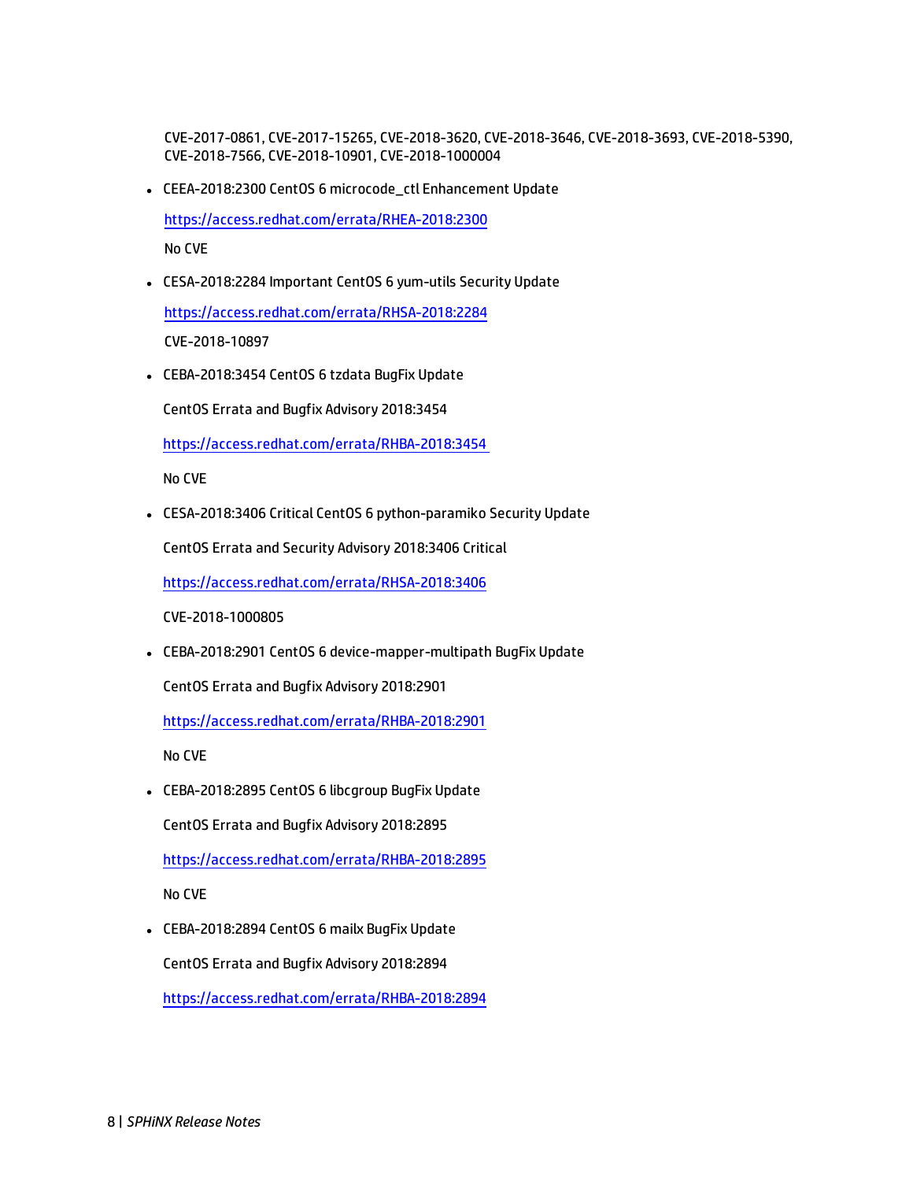CVE-2017-0861, CVE-2017-15265, CVE-2018-3620, CVE-2018-3646, CVE-2018-3693, CVE-2018-5390, CVE-2018-7566, CVE-2018-10901, CVE-2018-1000004

- CEEA-2018:2300 CentOS 6 microcode_ctl Enhancement Update

  https://access.redhat.com/errata/RHEA-2018:2300

  No CVE

- CESA-2018:2284 Important CentOS 6 yum-utils Security Update

  https://access.redhat.com/errata/RHSA-2018:2284

  CVE-2018-10897

- CEBA-2018:3454 CentOS 6 tzdata BugFix Update

  CentOS Errata and Bugfix Advisory 2018:3454

  https://access.redhat.com/errata/RHBA-2018:3454

  No CVE

- CESA-2018:3406 Critical CentOS 6 python-paramiko Security Update

  CentOS Errata and Security Advisory 2018:3406 Critical

  https://access.redhat.com/errata/RHSA-2018:3406

  CVE-2018-1000805

- CEBA-2018:2901 CentOS 6 device-mapper-multipath BugFix Update

  CentOS Errata and Bugfix Advisory 2018:2901

  https://access.redhat.com/errata/RHBA-2018:2901

  No CVE

- CEBA-2018:2895 CentOS 6 libcgroup BugFix Update

  CentOS Errata and Bugfix Advisory 2018:2895

  https://access.redhat.com/errata/RHBA-2018:2895

  No CVE

- CEBA-2018:2894 CentOS 6 mailx BugFix Update

  CentOS Errata and Bugfix Advisory 2018:2894

  https://access.redhat.com/errata/RHBA-2018:2894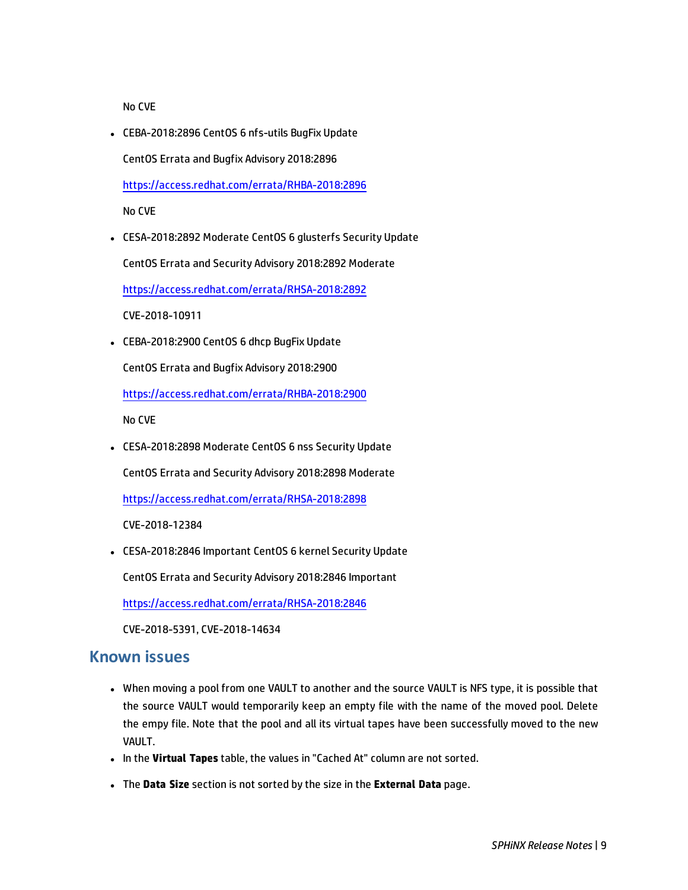No CVE

- CEBA-2018:2896 CentOS 6 nfs-utils BugFix Update

  CentOS Errata and Bugfix Advisory 2018:2896

  https://access.redhat.com/errata/RHBA-2018:2896

  No CVE

- CESA-2018:2892 Moderate CentOS 6 glusterfs Security Update

  CentOS Errata and Security Advisory 2018:2892 Moderate

  https://access.redhat.com/errata/RHSA-2018:2892

  CVE-2018-10911

- CEBA-2018:2900 CentOS 6 dhcp BugFix Update

  CentOS Errata and Bugfix Advisory 2018:2900

  https://access.redhat.com/errata/RHBA-2018:2900

  No CVE

- CESA-2018:2898 Moderate CentOS 6 nss Security Update

  CentOS Errata and Security Advisory 2018:2898 Moderate

  https://access.redhat.com/errata/RHSA-2018:2898

  CVE-2018-12384

- CESA-2018:2846 Important CentOS 6 kernel Security Update

  CentOS Errata and Security Advisory 2018:2846 Important

  https://access.redhat.com/errata/RHSA-2018:2846

  CVE-2018-5391, CVE-2018-14634

## Known issues

- When moving a pool from one VAULT to another and the source VAULT is NFS type, it is possible that the source VAULT would temporarily keep an empty file with the name of the moved pool. Delete the empy file. Note that the pool and all its virtual tapes have been successfully moved to the new VAULT.
- In the **Virtual Tapes** table, the values in "Cached At" column are not sorted.
- The **Data Size** section is not sorted by the size in the **External Data** page.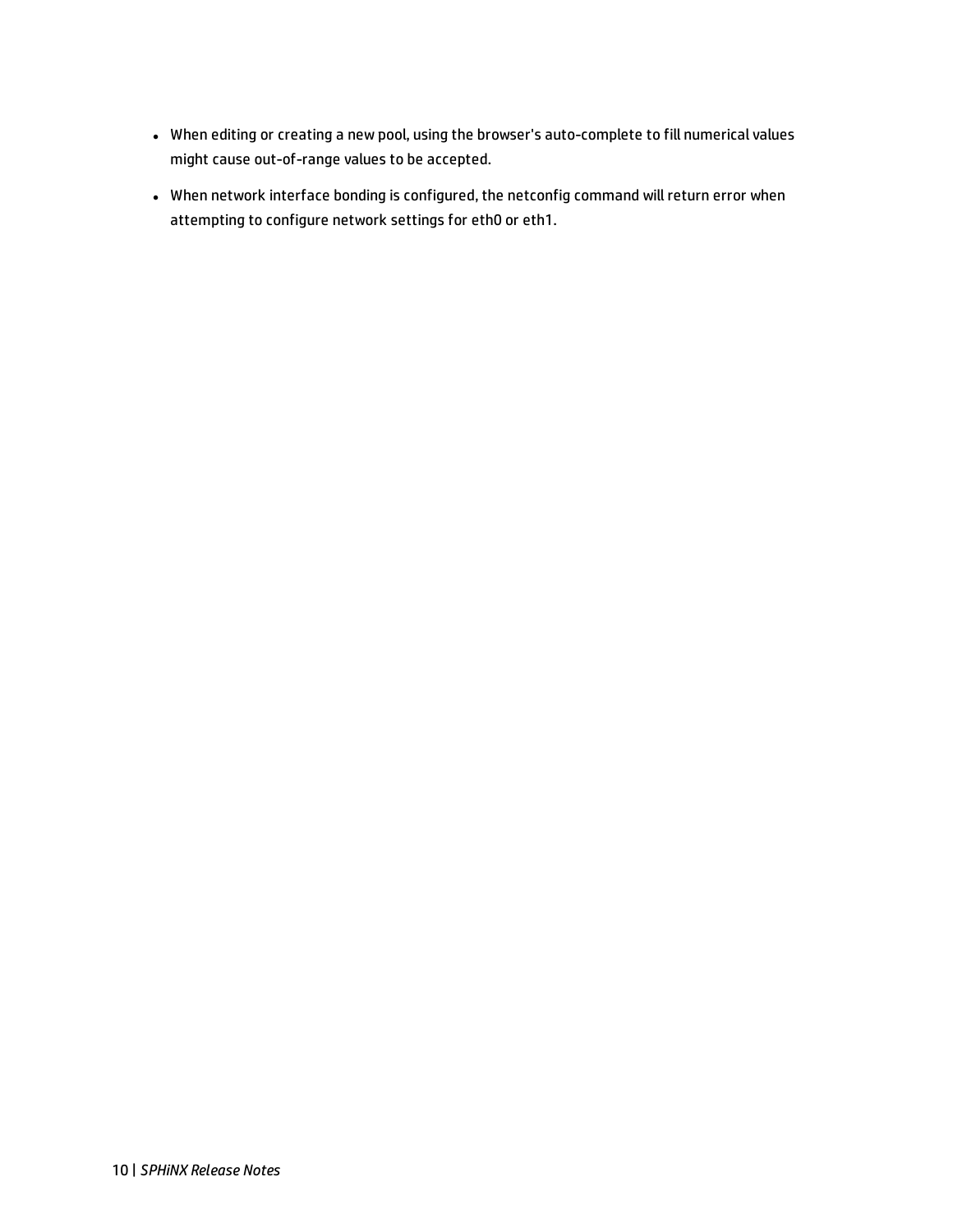- When editing or creating a new pool, using the browser's auto-complete to fill numerical values might cause out-of-range values to be accepted.
- When network interface bonding is configured, the netconfig command will return error when attempting to configure network settings for eth0 or eth1.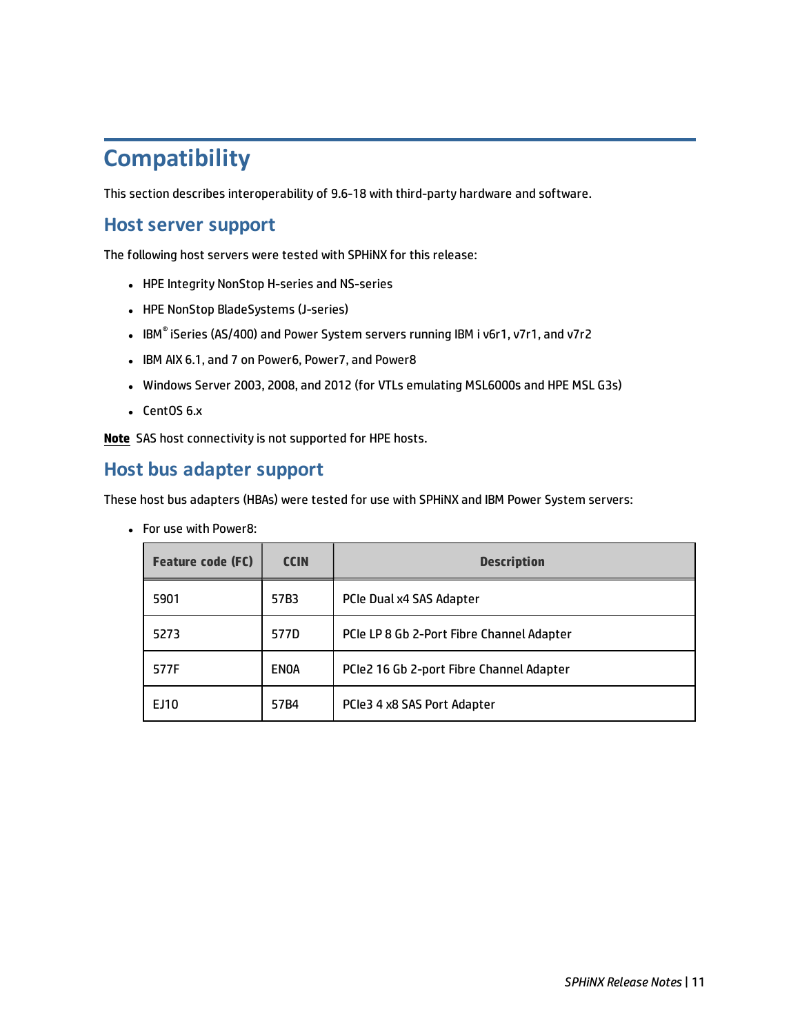# Compatibility

This section describes interoperability of 9.6-18 with third-party hardware and software.

## Host server support

The following host servers were tested with SPHiNX for this release:

- HPE Integrity NonStop H-series and NS-series
- HPE NonStop BladeSystems (J-series)
- IBM® iSeries (AS/400) and Power System servers running IBM i v6r1, v7r1, and v7r2
- IBM AIX 6.1, and 7 on Power6, Power7, and Power8
- Windows Server 2003, 2008, and 2012 (for VTLs emulating MSL6000s and HPE MSL G3s)
- CentOS 6.x

**Note** SAS host connectivity is not supported for HPE hosts.

## Host bus adapter support

These host bus adapters (HBAs) were tested for use with SPHiNX and IBM Power System servers:

- For use with Power8:

| Feature code (FC) | CCIN | Description |
|---|---|---|
| 5901 | 57B3 | PCIe Dual x4 SAS Adapter |
| 5273 | 577D | PCIe LP 8 Gb 2-Port Fibre Channel Adapter |
| 577F | EN0A | PCIe2 16 Gb 2-port Fibre Channel Adapter |
| EJ10 | 57B4 | PCIe3 4 x8 SAS Port Adapter |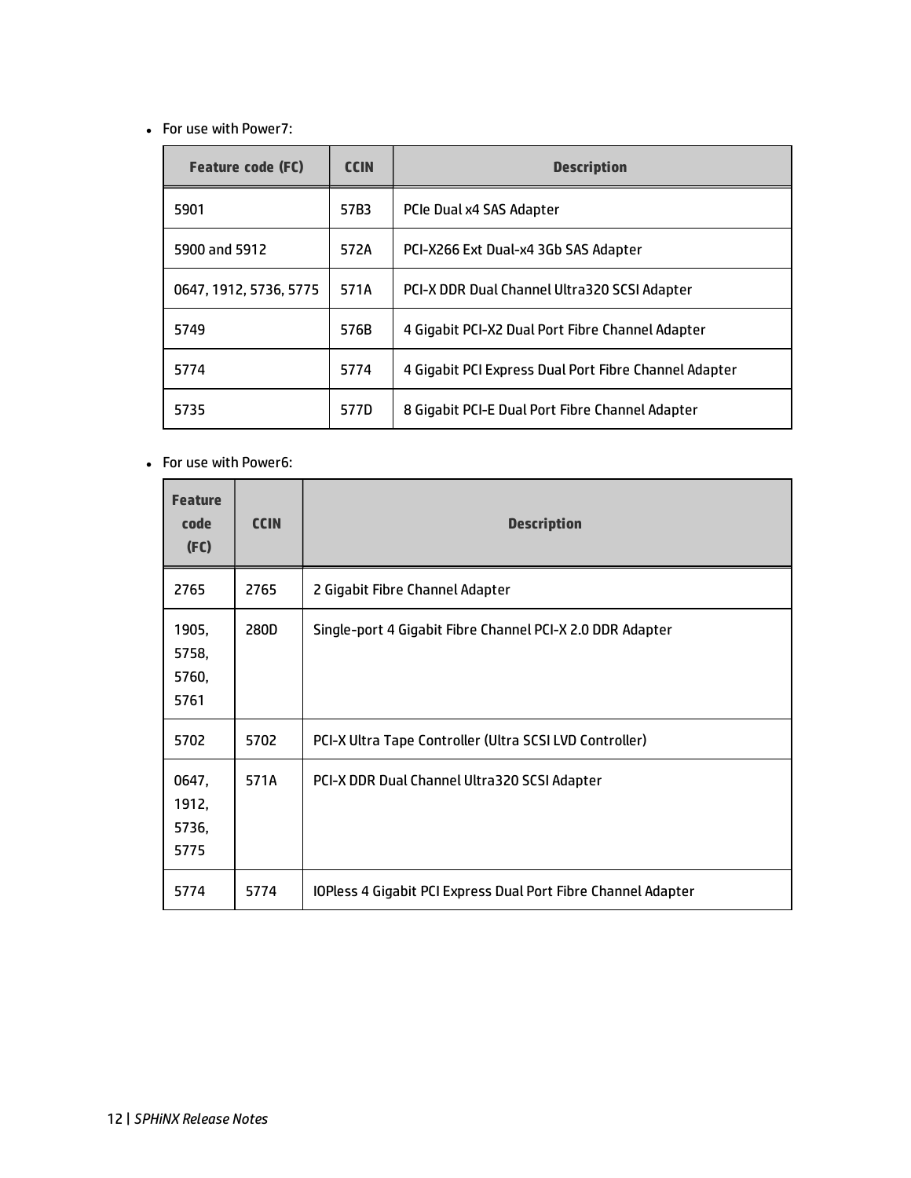- For use with Power7:

| Feature code (FC) | CCIN | Description |
| --- | --- | --- |
| 5901 | 57B3 | PCIe Dual x4 SAS Adapter |
| 5900 and 5912 | 572A | PCI-X266 Ext Dual-x4 3Gb SAS Adapter |
| 0647, 1912, 5736, 5775 | 571A | PCI-X DDR Dual Channel Ultra320 SCSI Adapter |
| 5749 | 576B | 4 Gigabit PCI-X2 Dual Port Fibre Channel Adapter |
| 5774 | 5774 | 4 Gigabit PCI Express Dual Port Fibre Channel Adapter |
| 5735 | 577D | 8 Gigabit PCI-E Dual Port Fibre Channel Adapter |

- For use with Power6:

| Feature code (FC) | CCIN | Description |
| --- | --- | --- |
| 2765 | 2765 | 2 Gigabit Fibre Channel Adapter |
| 1905, 5758, 5760, 5761 | 280D | Single-port 4 Gigabit Fibre Channel PCI-X 2.0 DDR Adapter |
| 5702 | 5702 | PCI-X Ultra Tape Controller (Ultra SCSI LVD Controller) |
| 0647, 1912, 5736, 5775 | 571A | PCI-X DDR Dual Channel Ultra320 SCSI Adapter |
| 5774 | 5774 | IOPless 4 Gigabit PCI Express Dual Port Fibre Channel Adapter |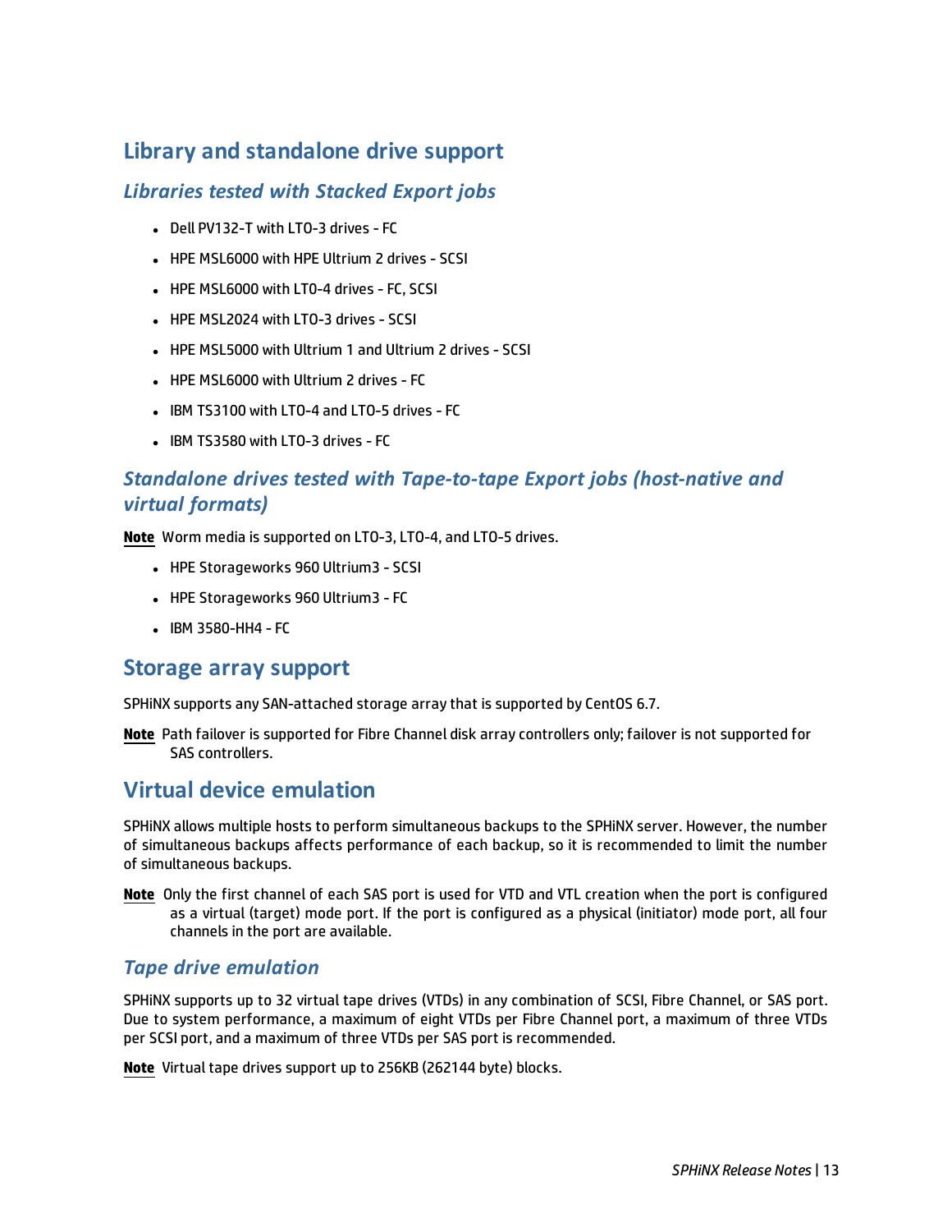## Library and standalone drive support

### *Libraries tested with Stacked Export jobs*

- Dell PV132-T with LTO-3 drives - FC
- HPE MSL6000 with HPE Ultrium 2 drives - SCSI
- HPE MSL6000 with LTO-4 drives - FC, SCSI
- HPE MSL2024 with LTO-3 drives - SCSI
- HPE MSL5000 with Ultrium 1 and Ultrium 2 drives - SCSI
- HPE MSL6000 with Ultrium 2 drives - FC
- IBM TS3100 with LTO-4 and LTO-5 drives - FC
- IBM TS3580 with LTO-3 drives - FC

### *Standalone drives tested with Tape-to-tape Export jobs (host-native and virtual formats)*

**Note** Worm media is supported on LTO-3, LTO-4, and LTO-5 drives.

- HPE Storageworks 960 Ultrium3 - SCSI
- HPE Storageworks 960 Ultrium3 - FC
- IBM 3580-HH4 - FC

## Storage array support

SPHiNX supports any SAN-attached storage array that is supported by CentOS 6.7.

**Note** Path failover is supported for Fibre Channel disk array controllers only; failover is not supported for SAS controllers.

## Virtual device emulation

SPHiNX allows multiple hosts to perform simultaneous backups to the SPHiNX server. However, the number of simultaneous backups affects performance of each backup, so it is recommended to limit the number of simultaneous backups.

**Note** Only the first channel of each SAS port is used for VTD and VTL creation when the port is configured as a virtual (target) mode port. If the port is configured as a physical (initiator) mode port, all four channels in the port are available.

### *Tape drive emulation*

SPHiNX supports up to 32 virtual tape drives (VTDs) in any combination of SCSI, Fibre Channel, or SAS port. Due to system performance, a maximum of eight VTDs per Fibre Channel port, a maximum of three VTDs per SCSI port, and a maximum of three VTDs per SAS port is recommended.

**Note** Virtual tape drives support up to 256KB (262144 byte) blocks.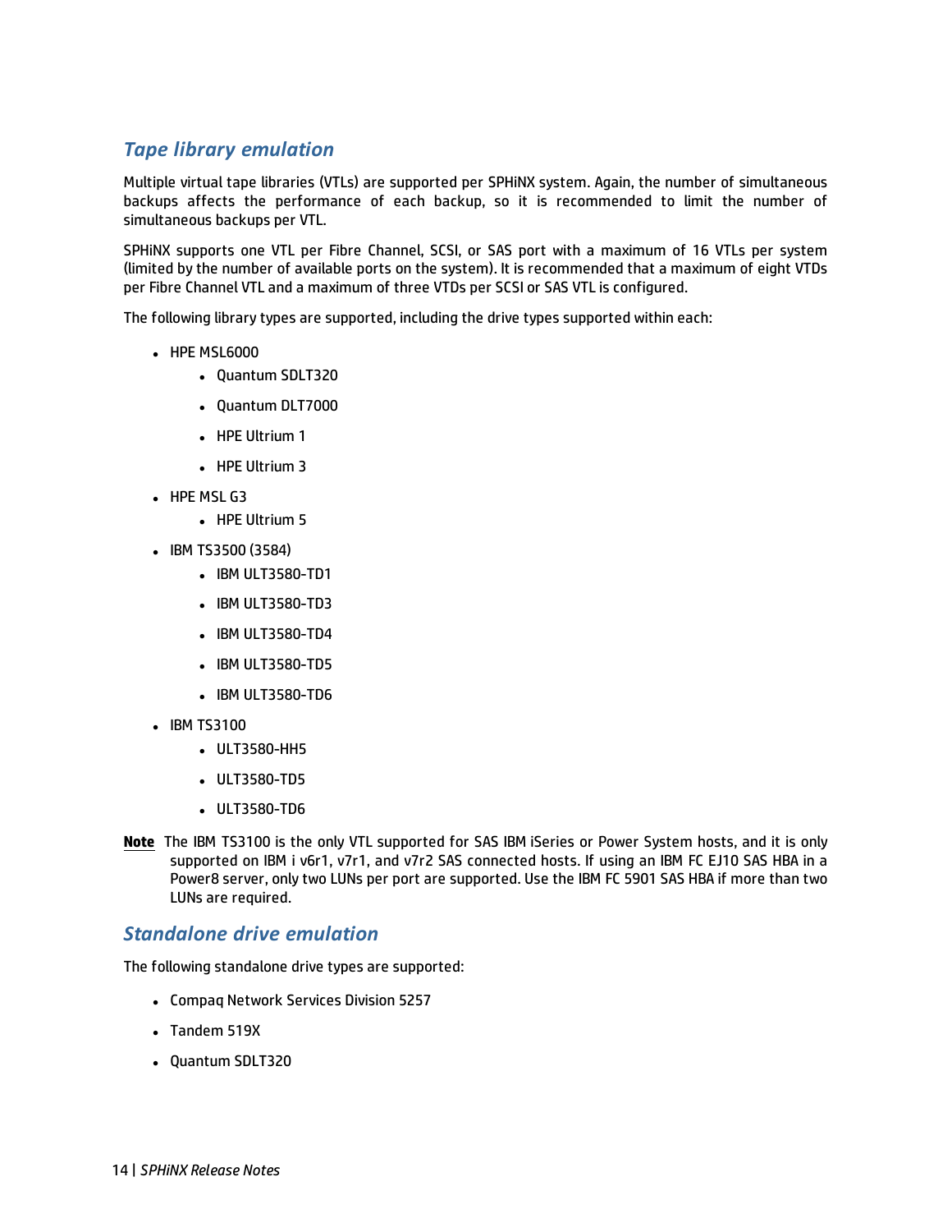## *Tape library emulation*

Multiple virtual tape libraries (VTLs) are supported per SPHiNX system. Again, the number of simultaneous backups affects the performance of each backup, so it is recommended to limit the number of simultaneous backups per VTL.

SPHiNX supports one VTL per Fibre Channel, SCSI, or SAS port with a maximum of 16 VTLs per system (limited by the number of available ports on the system). It is recommended that a maximum of eight VTDs per Fibre Channel VTL and a maximum of three VTDs per SCSI or SAS VTL is configured.

The following library types are supported, including the drive types supported within each:

- HPE MSL6000
  - Quantum SDLT320
  - Quantum DLT7000
  - HPE Ultrium 1
  - HPE Ultrium 3
- HPE MSL G3
  - HPE Ultrium 5
- IBM TS3500 (3584)
  - IBM ULT3580-TD1
  - IBM ULT3580-TD3
  - IBM ULT3580-TD4
  - IBM ULT3580-TD5
  - IBM ULT3580-TD6
- IBM TS3100
  - ULT3580-HH5
  - ULT3580-TD5
  - ULT3580-TD6

**Note** The IBM TS3100 is the only VTL supported for SAS IBM iSeries or Power System hosts, and it is only supported on IBM i v6r1, v7r1, and v7r2 SAS connected hosts. If using an IBM FC EJ10 SAS HBA in a Power8 server, only two LUNs per port are supported. Use the IBM FC 5901 SAS HBA if more than two LUNs are required.

## *Standalone drive emulation*

The following standalone drive types are supported:

- Compaq Network Services Division 5257
- Tandem 519X
- Quantum SDLT320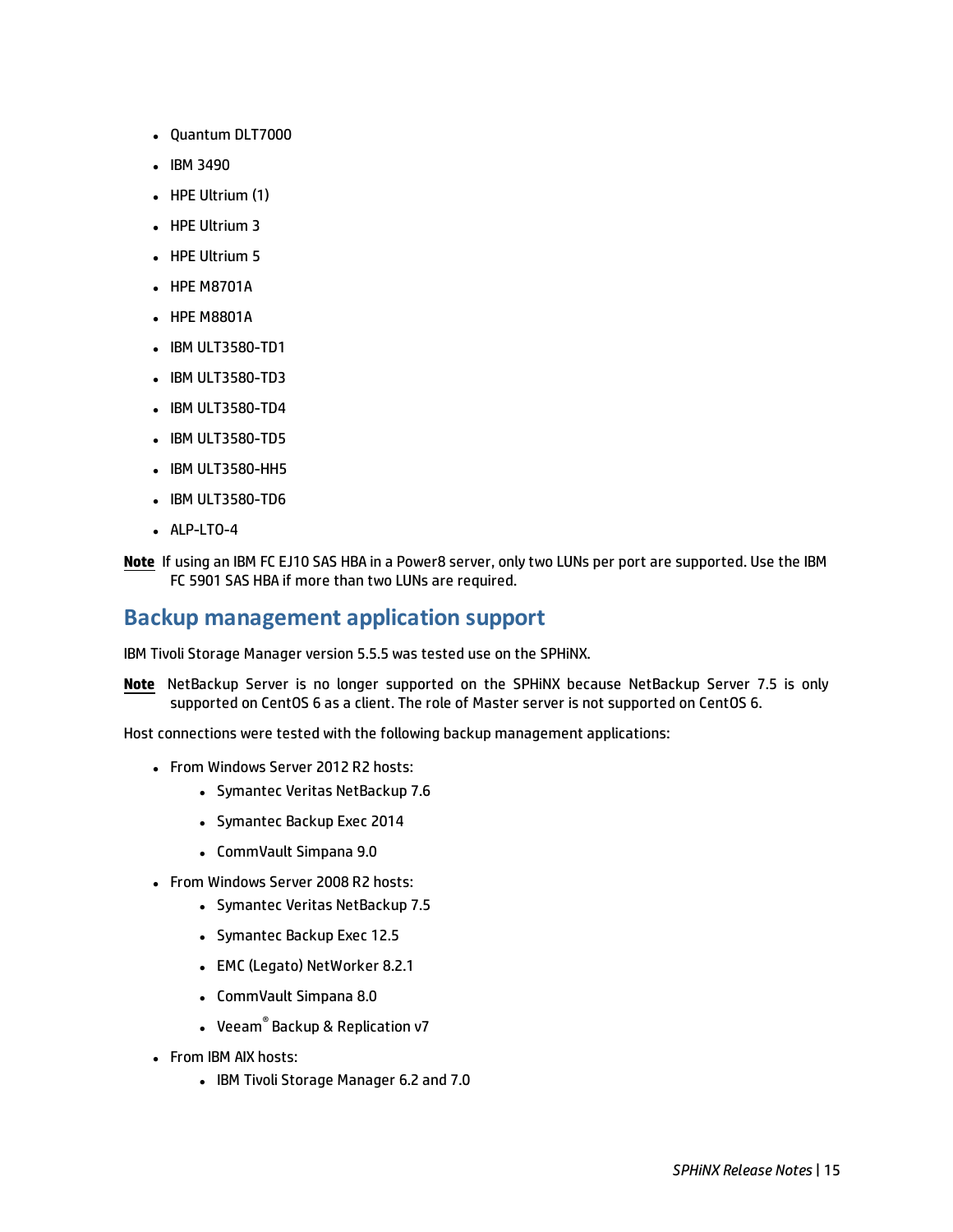- Quantum DLT7000
- IBM 3490
- HPE Ultrium (1)
- HPE Ultrium 3
- HPE Ultrium 5
- HPE M8701A
- HPE M8801A
- IBM ULT3580-TD1
- IBM ULT3580-TD3
- IBM ULT3580-TD4
- IBM ULT3580-TD5
- IBM ULT3580-HH5
- IBM ULT3580-TD6
- ALP-LTO-4

**Note** If using an IBM FC EJ10 SAS HBA in a Power8 server, only two LUNs per port are supported. Use the IBM FC 5901 SAS HBA if more than two LUNs are required.

## Backup management application support

IBM Tivoli Storage Manager version 5.5.5 was tested use on the SPHiNX.

**Note** NetBackup Server is no longer supported on the SPHiNX because NetBackup Server 7.5 is only supported on CentOS 6 as a client. The role of Master server is not supported on CentOS 6.

Host connections were tested with the following backup management applications:

- From Windows Server 2012 R2 hosts:
  - Symantec Veritas NetBackup 7.6
  - Symantec Backup Exec 2014
  - CommVault Simpana 9.0
- From Windows Server 2008 R2 hosts:
  - Symantec Veritas NetBackup 7.5
  - Symantec Backup Exec 12.5
  - EMC (Legato) NetWorker 8.2.1
  - CommVault Simpana 8.0
  - Veeam® Backup & Replication v7
- From IBM AIX hosts:
  - IBM Tivoli Storage Manager 6.2 and 7.0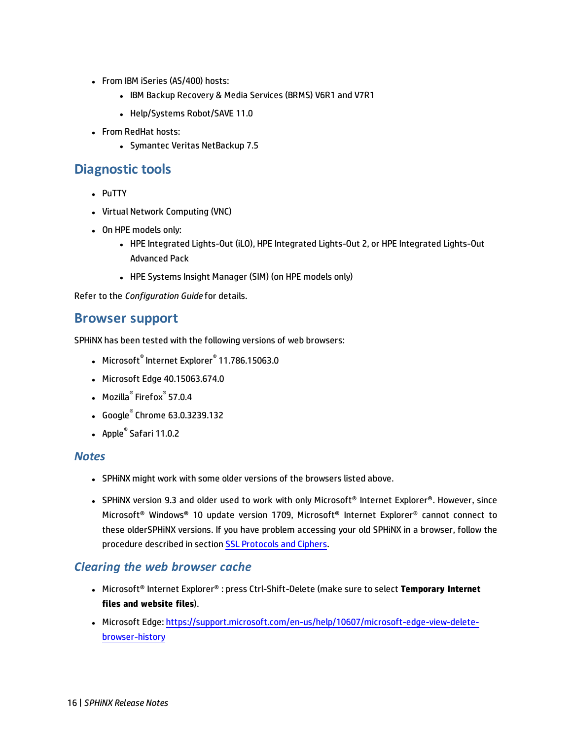- From IBM iSeries (AS/400) hosts:
  - IBM Backup Recovery & Media Services (BRMS) V6R1 and V7R1
  - Help/Systems Robot/SAVE 11.0
- From RedHat hosts:
  - Symantec Veritas NetBackup 7.5

## Diagnostic tools

- PuTTY
- Virtual Network Computing (VNC)
- On HPE models only:
  - HPE Integrated Lights-Out (iLO), HPE Integrated Lights-Out 2, or HPE Integrated Lights-Out Advanced Pack
  - HPE Systems Insight Manager (SIM) (on HPE models only)

Refer to the *Configuration Guide* for details.

## Browser support

SPHiNX has been tested with the following versions of web browsers:

- Microsoft® Internet Explorer® 11.786.15063.0
- Microsoft Edge 40.15063.674.0
- Mozilla® Firefox® 57.0.4
- Google® Chrome 63.0.3239.132
- Apple® Safari 11.0.2

### *Notes*

- SPHiNX might work with some older versions of the browsers listed above.
- SPHiNX version 9.3 and older used to work with only Microsoft® Internet Explorer®. However, since Microsoft® Windows® 10 update version 1709, Microsoft® Internet Explorer® cannot connect to these olderSPHiNX versions. If you have problem accessing your old SPHiNX in a browser, follow the procedure described in section SSL Protocols and Ciphers.

### *Clearing the web browser cache*

- Microsoft® Internet Explorer® : press Ctrl-Shift-Delete (make sure to select **Temporary Internet files and website files**).
- Microsoft Edge: https://support.microsoft.com/en-us/help/10607/microsoft-edge-view-delete-browser-history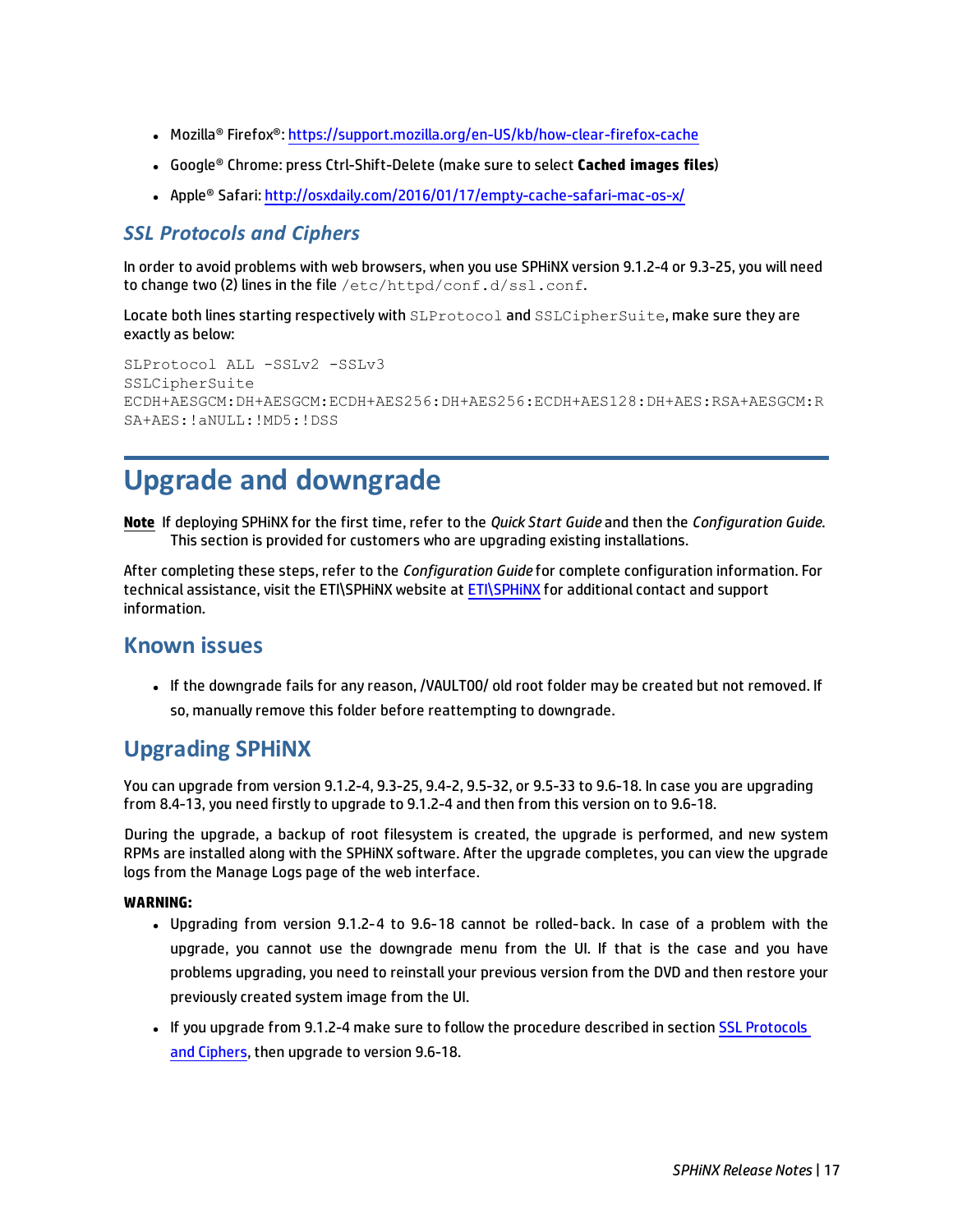- Mozilla® Firefox®: https://support.mozilla.org/en-US/kb/how-clear-firefox-cache
- Google® Chrome: press Ctrl-Shift-Delete (make sure to select **Cached images files**)
- Apple® Safari: http://osxdaily.com/2016/01/17/empty-cache-safari-mac-os-x/

### *SSL Protocols and Ciphers*

In order to avoid problems with web browsers, when you use SPHiNX version 9.1.2-4 or 9.3-25, you will need to change two (2) lines in the file `/etc/httpd/conf.d/ssl.conf`.

Locate both lines starting respectively with `SLProtocol` and `SSLCipherSuite`, make sure they are exactly as below:

```
SLProtocol ALL -SSLv2 -SSLv3
SSLCipherSuite
ECDH+AESGCM:DH+AESGCM:ECDH+AES256:DH+AES256:ECDH+AES128:DH+AES:RSA+AESGCM:R
SA+AES:!aNULL:!MD5:!DSS
```

# Upgrade and downgrade

**Note** If deploying SPHiNX for the first time, refer to the *Quick Start Guide* and then the *Configuration Guide*. This section is provided for customers who are upgrading existing installations.

After completing these steps, refer to the *Configuration Guide* for complete configuration information. For technical assistance, visit the ETI\SPHiNX website at ETI\SPHiNX for additional contact and support information.

## Known issues

- If the downgrade fails for any reason, /VAULT00/ old root folder may be created but not removed. If so, manually remove this folder before reattempting to downgrade.

## Upgrading SPHiNX

You can upgrade from version 9.1.2-4, 9.3-25, 9.4-2, 9.5-32, or 9.5-33 to 9.6-18. In case you are upgrading from 8.4-13, you need firstly to upgrade to 9.1.2-4 and then from this version on to 9.6-18.

During the upgrade, a backup of root filesystem is created, the upgrade is performed, and new system RPMs are installed along with the SPHiNX software. After the upgrade completes, you can view the upgrade logs from the Manage Logs page of the web interface.

**WARNING:**

- Upgrading from version 9.1.2-4 to 9.6-18 cannot be rolled-back. In case of a problem with the upgrade, you cannot use the downgrade menu from the UI. If that is the case and you have problems upgrading, you need to reinstall your previous version from the DVD and then restore your previously created system image from the UI.
- If you upgrade from 9.1.2-4 make sure to follow the procedure described in section SSL Protocols and Ciphers, then upgrade to version 9.6-18.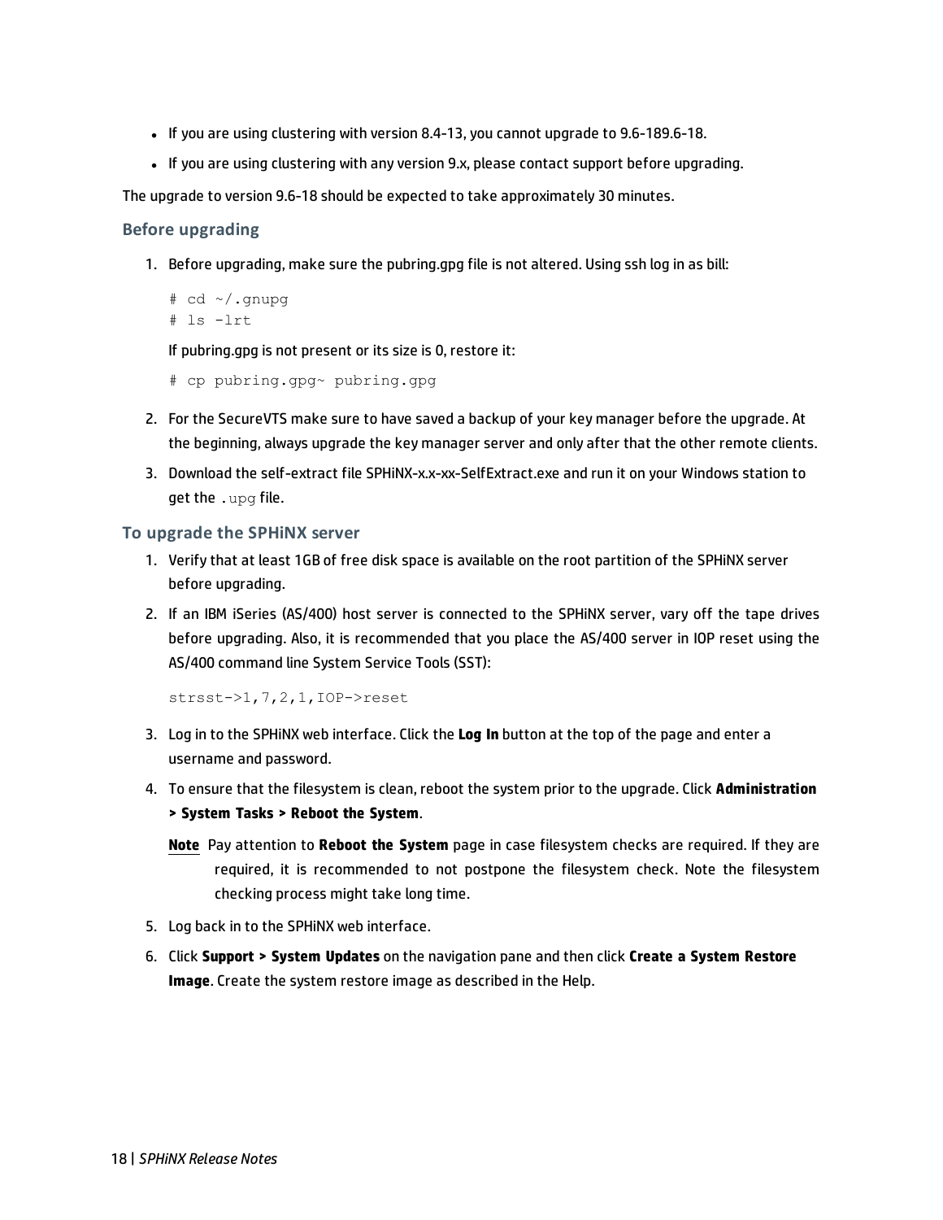- If you are using clustering with version 8.4-13, you cannot upgrade to 9.6-189.6-18.
- If you are using clustering with any version 9.x, please contact support before upgrading.

The upgrade to version 9.6-18 should be expected to take approximately 30 minutes.

### Before upgrading

1. Before upgrading, make sure the pubring.gpg file is not altered. Using ssh log in as bill:

   ```
   # cd ~/.gnupg
   # ls -lrt
   ```

   If pubring.gpg is not present or its size is 0, restore it:

   ```
   # cp pubring.gpg~ pubring.gpg
   ```

2. For the SecureVTS make sure to have saved a backup of your key manager before the upgrade. At the beginning, always upgrade the key manager server and only after that the other remote clients.
3. Download the self-extract file SPHiNX-x.x-xx-SelfExtract.exe and run it on your Windows station to get the `.upg` file.

### To upgrade the SPHiNX server

1. Verify that at least 1GB of free disk space is available on the root partition of the SPHiNX server before upgrading.
2. If an IBM iSeries (AS/400) host server is connected to the SPHiNX server, vary off the tape drives before upgrading. Also, it is recommended that you place the AS/400 server in IOP reset using the AS/400 command line System Service Tools (SST):

   ```
   strsst->1,7,2,1,IOP->reset
   ```

3. Log in to the SPHiNX web interface. Click the **Log In** button at the top of the page and enter a username and password.
4. To ensure that the filesystem is clean, reboot the system prior to the upgrade. Click **Administration > System Tasks > Reboot the System**.

   **Note** Pay attention to **Reboot the System** page in case filesystem checks are required. If they are required, it is recommended to not postpone the filesystem check. Note the filesystem checking process might take long time.

5. Log back in to the SPHiNX web interface.
6. Click **Support > System Updates** on the navigation pane and then click **Create a System Restore Image**. Create the system restore image as described in the Help.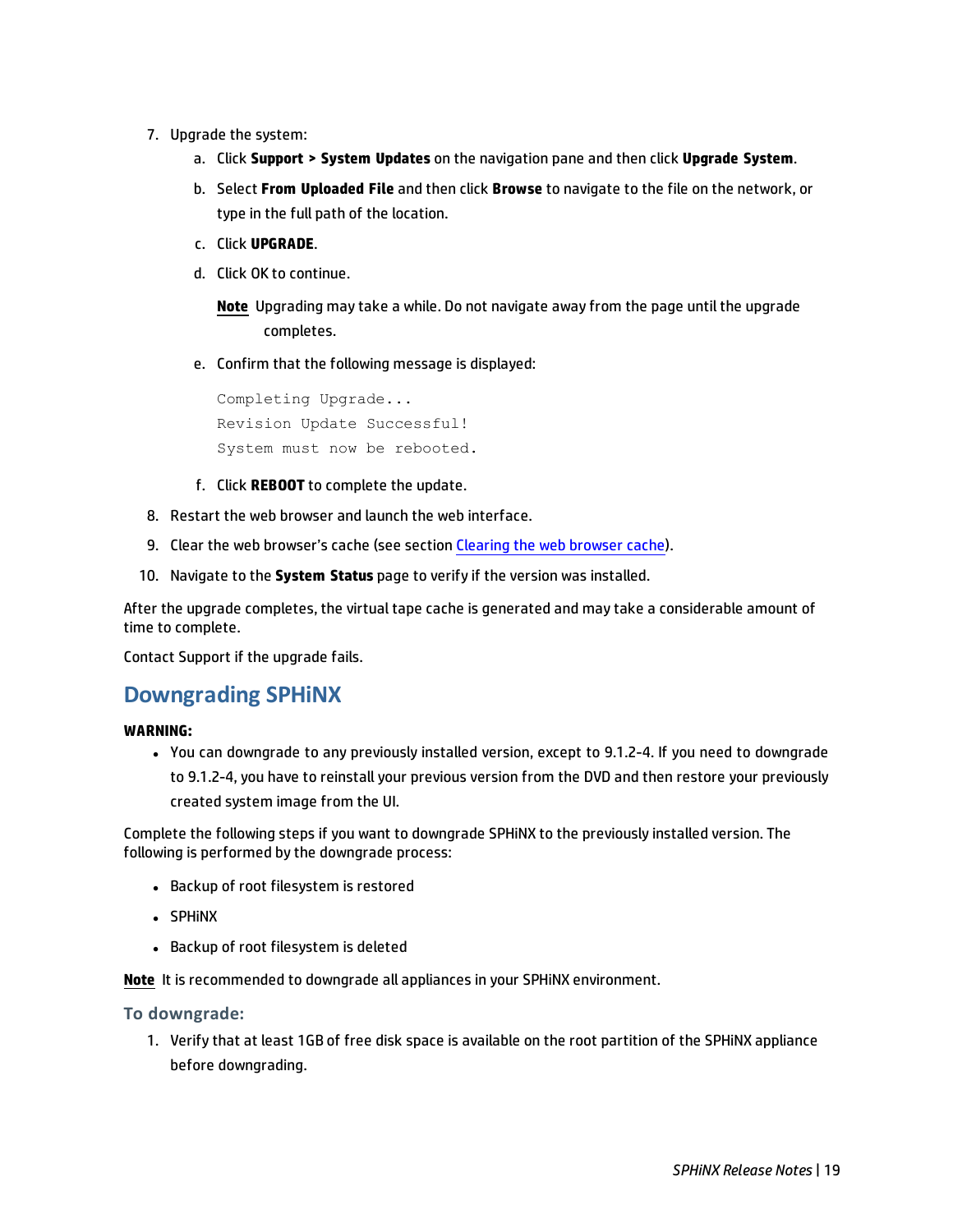7. Upgrade the system:
   a. Click **Support > System Updates** on the navigation pane and then click **Upgrade System**.
   b. Select **From Uploaded File** and then click **Browse** to navigate to the file on the network, or type in the full path of the location.
   c. Click **UPGRADE**.
   d. Click OK to continue.

      **Note** Upgrading may take a while. Do not navigate away from the page until the upgrade completes.

   e. Confirm that the following message is displayed:

      ```
      Completing Upgrade...
      Revision Update Successful!
      System must now be rebooted.
      ```

   f. Click **REBOOT** to complete the update.
8. Restart the web browser and launch the web interface.
9. Clear the web browser's cache (see section Clearing the web browser cache).
10. Navigate to the **System Status** page to verify if the version was installed.

After the upgrade completes, the virtual tape cache is generated and may take a considerable amount of time to complete.

Contact Support if the upgrade fails.

## Downgrading SPHiNX

**WARNING:**

- You can downgrade to any previously installed version, except to 9.1.2-4. If you need to downgrade to 9.1.2-4, you have to reinstall your previous version from the DVD and then restore your previously created system image from the UI.

Complete the following steps if you want to downgrade SPHiNX to the previously installed version. The following is performed by the downgrade process:

- Backup of root filesystem is restored
- SPHiNX
- Backup of root filesystem is deleted

**Note** It is recommended to downgrade all appliances in your SPHiNX environment.

### To downgrade:

1. Verify that at least 1GB of free disk space is available on the root partition of the SPHiNX appliance before downgrading.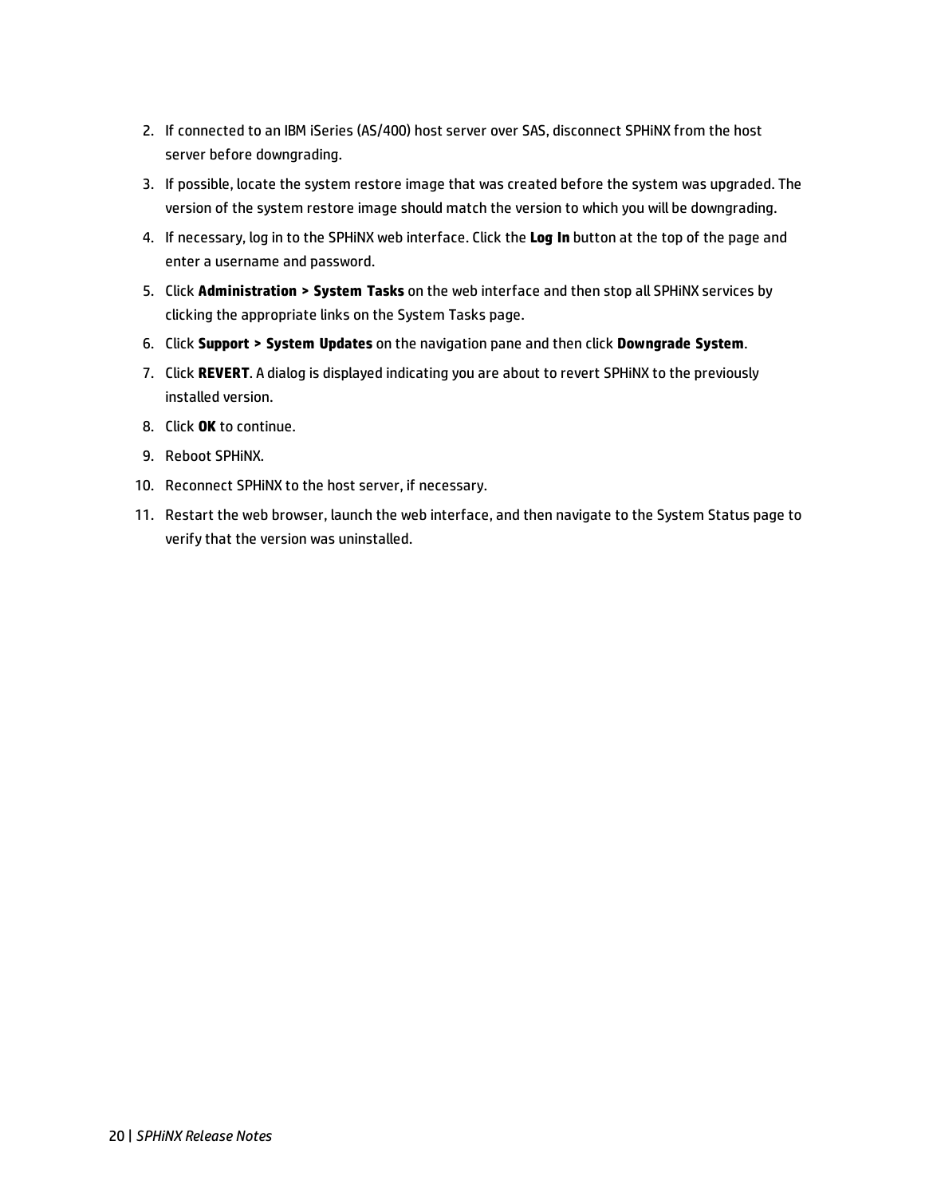2. If connected to an IBM iSeries (AS/400) host server over SAS, disconnect SPHiNX from the host server before downgrading.
3. If possible, locate the system restore image that was created before the system was upgraded. The version of the system restore image should match the version to which you will be downgrading.
4. If necessary, log in to the SPHiNX web interface. Click the **Log In** button at the top of the page and enter a username and password.
5. Click **Administration > System Tasks** on the web interface and then stop all SPHiNX services by clicking the appropriate links on the System Tasks page.
6. Click **Support > System Updates** on the navigation pane and then click **Downgrade System**.
7. Click **REVERT**. A dialog is displayed indicating you are about to revert SPHiNX to the previously installed version.
8. Click **OK** to continue.
9. Reboot SPHiNX.
10. Reconnect SPHiNX to the host server, if necessary.
11. Restart the web browser, launch the web interface, and then navigate to the System Status page to verify that the version was uninstalled.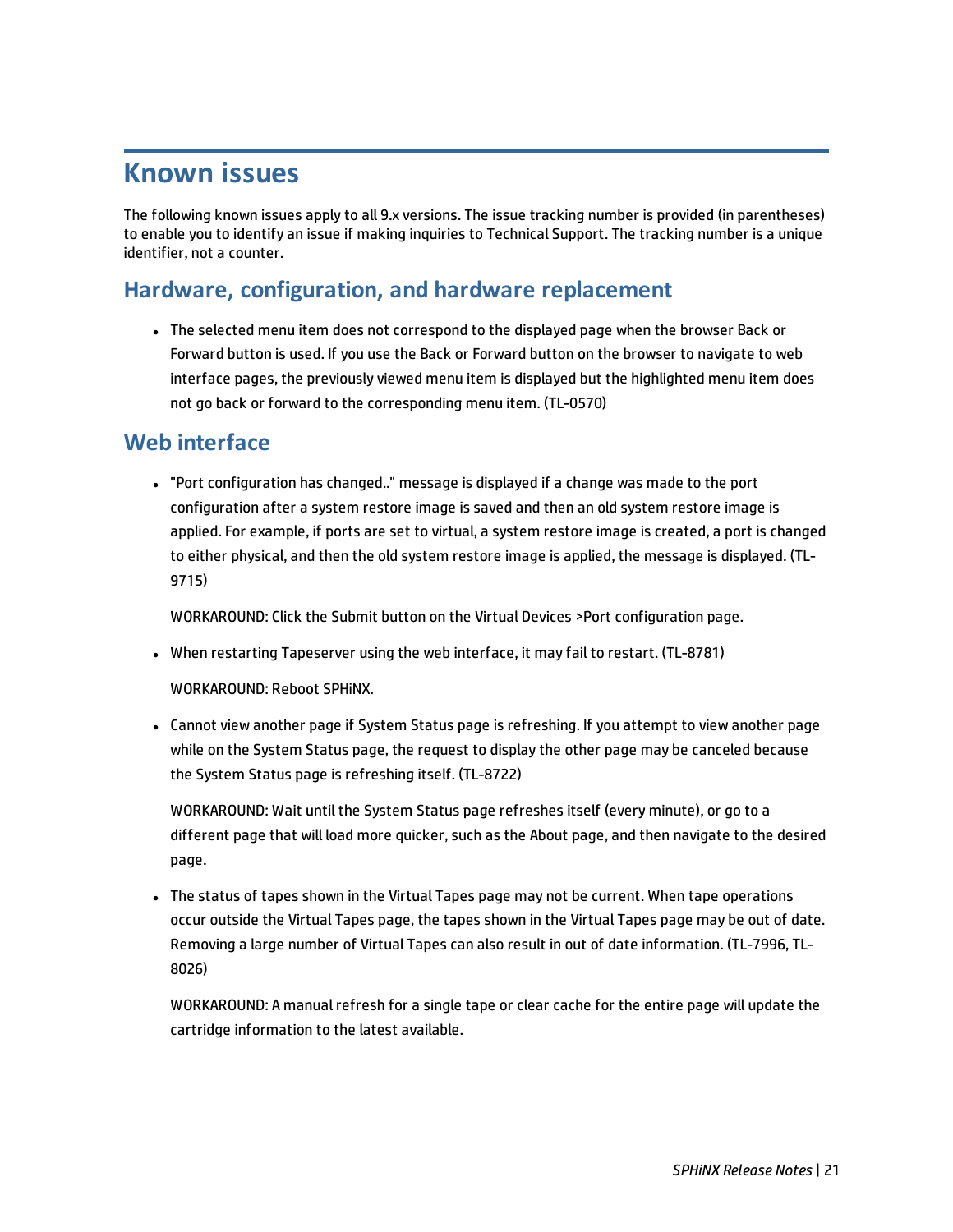# Known issues

The following known issues apply to all 9.x versions. The issue tracking number is provided (in parentheses) to enable you to identify an issue if making inquiries to Technical Support. The tracking number is a unique identifier, not a counter.

## Hardware, configuration, and hardware replacement

- The selected menu item does not correspond to the displayed page when the browser Back or Forward button is used. If you use the Back or Forward button on the browser to navigate to web interface pages, the previously viewed menu item is displayed but the highlighted menu item does not go back or forward to the corresponding menu item. (TL-0570)

## Web interface

- "Port configuration has changed.." message is displayed if a change was made to the port configuration after a system restore image is saved and then an old system restore image is applied. For example, if ports are set to virtual, a system restore image is created, a port is changed to either physical, and then the old system restore image is applied, the message is displayed. (TL-9715)

  WORKAROUND: Click the Submit button on the Virtual Devices >Port configuration page.

- When restarting Tapeserver using the web interface, it may fail to restart. (TL-8781)

  WORKAROUND: Reboot SPHiNX.

- Cannot view another page if System Status page is refreshing. If you attempt to view another page while on the System Status page, the request to display the other page may be canceled because the System Status page is refreshing itself. (TL-8722)

  WORKAROUND: Wait until the System Status page refreshes itself (every minute), or go to a different page that will load more quicker, such as the About page, and then navigate to the desired page.

- The status of tapes shown in the Virtual Tapes page may not be current. When tape operations occur outside the Virtual Tapes page, the tapes shown in the Virtual Tapes page may be out of date. Removing a large number of Virtual Tapes can also result in out of date information. (TL-7996, TL-8026)

  WORKAROUND: A manual refresh for a single tape or clear cache for the entire page will update the cartridge information to the latest available.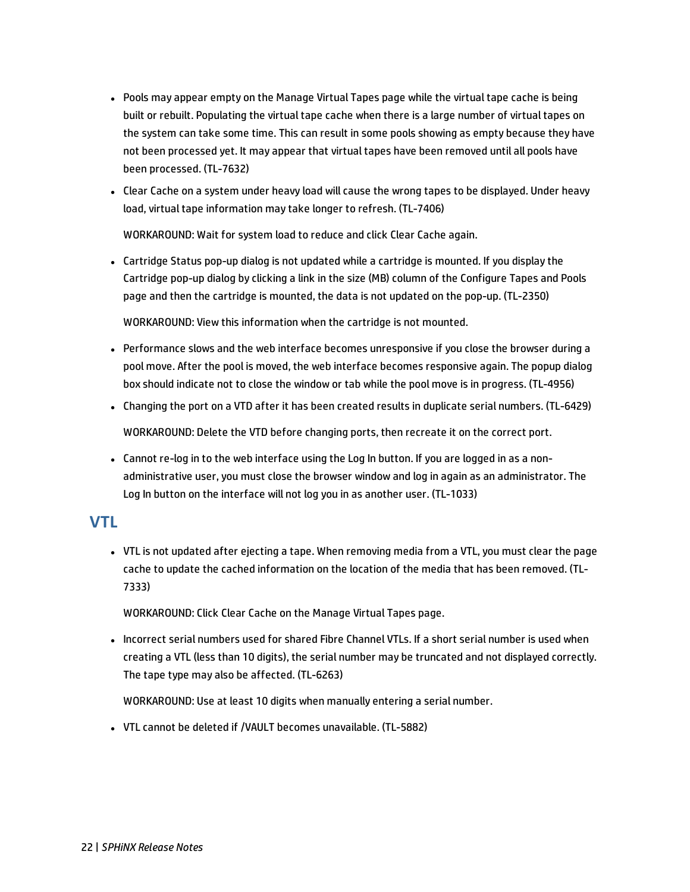- Pools may appear empty on the Manage Virtual Tapes page while the virtual tape cache is being built or rebuilt. Populating the virtual tape cache when there is a large number of virtual tapes on the system can take some time. This can result in some pools showing as empty because they have not been processed yet. It may appear that virtual tapes have been removed until all pools have been processed. (TL-7632)
- Clear Cache on a system under heavy load will cause the wrong tapes to be displayed. Under heavy load, virtual tape information may take longer to refresh. (TL-7406)

  WORKAROUND: Wait for system load to reduce and click Clear Cache again.

- Cartridge Status pop-up dialog is not updated while a cartridge is mounted. If you display the Cartridge pop-up dialog by clicking a link in the size (MB) column of the Configure Tapes and Pools page and then the cartridge is mounted, the data is not updated on the pop-up. (TL-2350)

  WORKAROUND: View this information when the cartridge is not mounted.

- Performance slows and the web interface becomes unresponsive if you close the browser during a pool move. After the pool is moved, the web interface becomes responsive again. The popup dialog box should indicate not to close the window or tab while the pool move is in progress. (TL-4956)
- Changing the port on a VTD after it has been created results in duplicate serial numbers. (TL-6429)

  WORKAROUND: Delete the VTD before changing ports, then recreate it on the correct port.

- Cannot re-log in to the web interface using the Log In button. If you are logged in as a non-administrative user, you must close the browser window and log in again as an administrator. The Log In button on the interface will not log you in as another user. (TL-1033)

## VTL

- VTL is not updated after ejecting a tape. When removing media from a VTL, you must clear the page cache to update the cached information on the location of the media that has been removed. (TL-7333)

  WORKAROUND: Click Clear Cache on the Manage Virtual Tapes page.

- Incorrect serial numbers used for shared Fibre Channel VTLs. If a short serial number is used when creating a VTL (less than 10 digits), the serial number may be truncated and not displayed correctly. The tape type may also be affected. (TL-6263)

  WORKAROUND: Use at least 10 digits when manually entering a serial number.

- VTL cannot be deleted if /VAULT becomes unavailable. (TL-5882)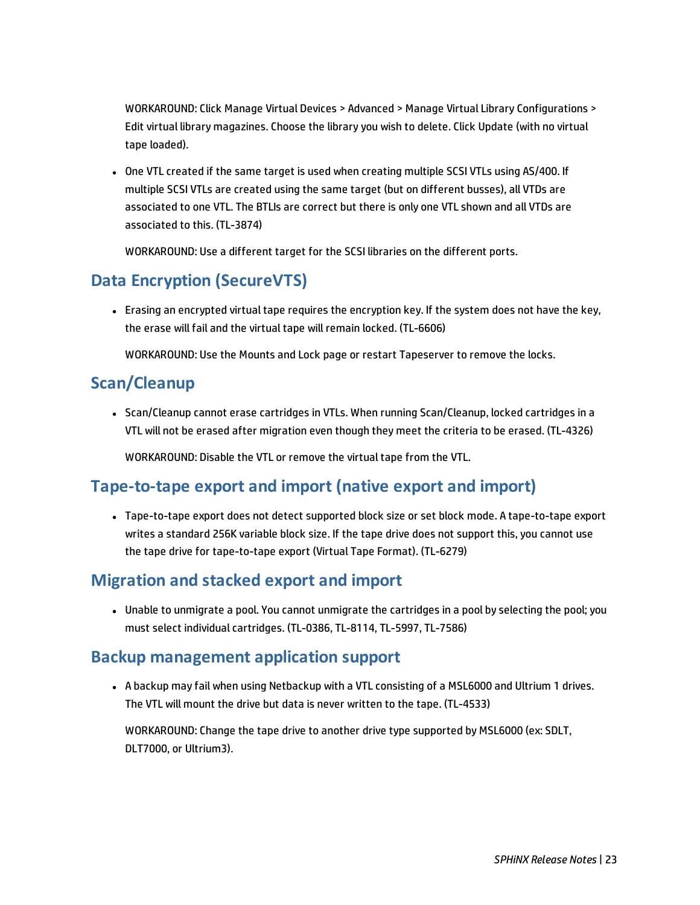WORKAROUND: Click Manage Virtual Devices > Advanced > Manage Virtual Library Configurations > Edit virtual library magazines. Choose the library you wish to delete. Click Update (with no virtual tape loaded).

- One VTL created if the same target is used when creating multiple SCSI VTLs using AS/400. If multiple SCSI VTLs are created using the same target (but on different busses), all VTDs are associated to one VTL. The BTLIs are correct but there is only one VTL shown and all VTDs are associated to this. (TL-3874)

  WORKAROUND: Use a different target for the SCSI libraries on the different ports.

## Data Encryption (SecureVTS)

- Erasing an encrypted virtual tape requires the encryption key. If the system does not have the key, the erase will fail and the virtual tape will remain locked. (TL-6606)

  WORKAROUND: Use the Mounts and Lock page or restart Tapeserver to remove the locks.

## Scan/Cleanup

- Scan/Cleanup cannot erase cartridges in VTLs. When running Scan/Cleanup, locked cartridges in a VTL will not be erased after migration even though they meet the criteria to be erased. (TL-4326)

  WORKAROUND: Disable the VTL or remove the virtual tape from the VTL.

## Tape-to-tape export and import (native export and import)

- Tape-to-tape export does not detect supported block size or set block mode. A tape-to-tape export writes a standard 256K variable block size. If the tape drive does not support this, you cannot use the tape drive for tape-to-tape export (Virtual Tape Format). (TL-6279)

## Migration and stacked export and import

- Unable to unmigrate a pool. You cannot unmigrate the cartridges in a pool by selecting the pool; you must select individual cartridges. (TL-0386, TL-8114, TL-5997, TL-7586)

## Backup management application support

- A backup may fail when using Netbackup with a VTL consisting of a MSL6000 and Ultrium 1 drives. The VTL will mount the drive but data is never written to the tape. (TL-4533)

  WORKAROUND: Change the tape drive to another drive type supported by MSL6000 (ex: SDLT, DLT7000, or Ultrium3).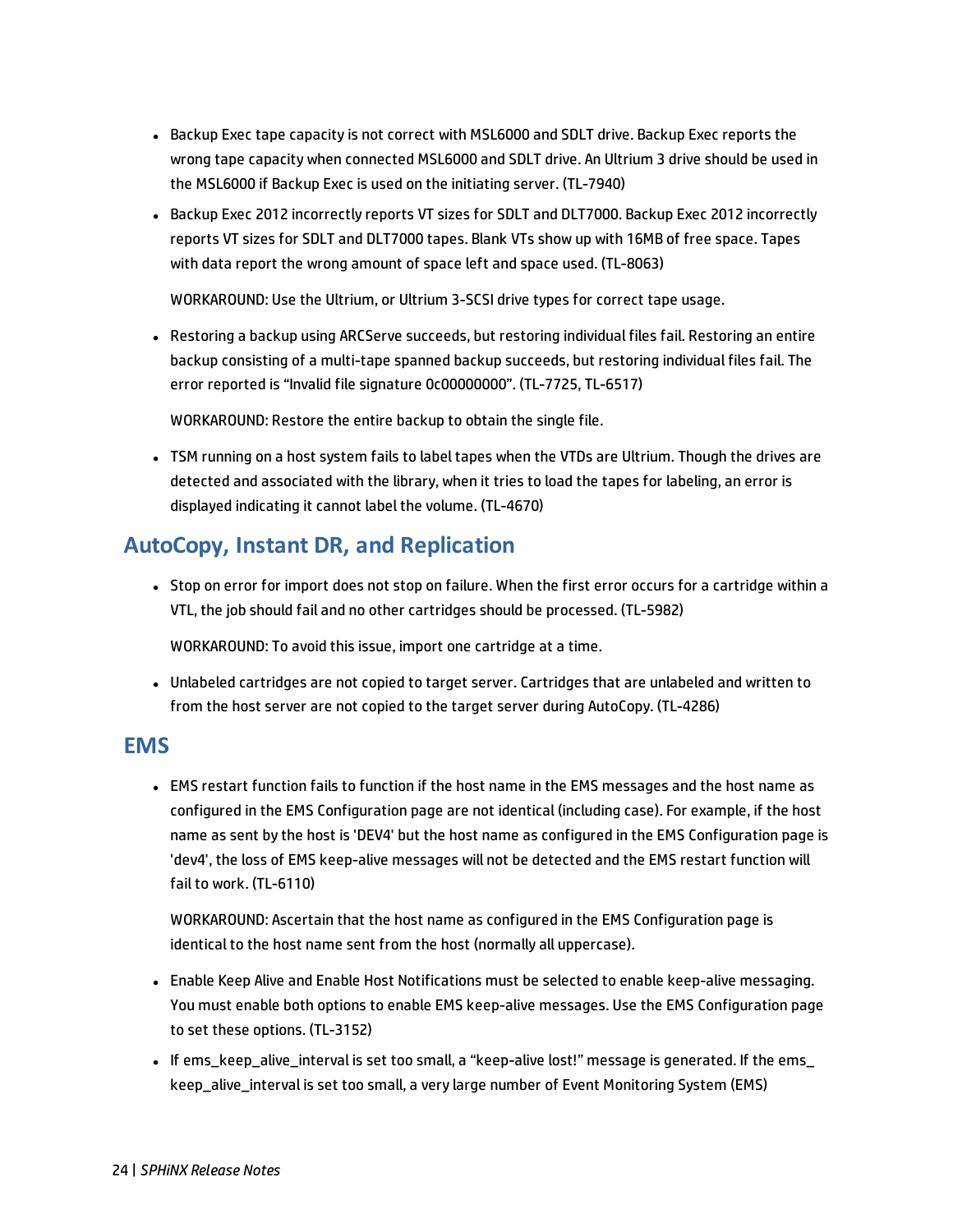- Backup Exec tape capacity is not correct with MSL6000 and SDLT drive. Backup Exec reports the wrong tape capacity when connected MSL6000 and SDLT drive. An Ultrium 3 drive should be used in the MSL6000 if Backup Exec is used on the initiating server. (TL-7940)
- Backup Exec 2012 incorrectly reports VT sizes for SDLT and DLT7000. Backup Exec 2012 incorrectly reports VT sizes for SDLT and DLT7000 tapes. Blank VTs show up with 16MB of free space. Tapes with data report the wrong amount of space left and space used. (TL-8063)

  WORKAROUND: Use the Ultrium, or Ultrium 3-SCSI drive types for correct tape usage.

- Restoring a backup using ARCServe succeeds, but restoring individual files fail. Restoring an entire backup consisting of a multi-tape spanned backup succeeds, but restoring individual files fail. The error reported is “Invalid file signature 0c00000000”. (TL-7725, TL-6517)

  WORKAROUND: Restore the entire backup to obtain the single file.

- TSM running on a host system fails to label tapes when the VTDs are Ultrium. Though the drives are detected and associated with the library, when it tries to load the tapes for labeling, an error is displayed indicating it cannot label the volume. (TL-4670)

## AutoCopy, Instant DR, and Replication

- Stop on error for import does not stop on failure. When the first error occurs for a cartridge within a VTL, the job should fail and no other cartridges should be processed. (TL-5982)

  WORKAROUND: To avoid this issue, import one cartridge at a time.

- Unlabeled cartridges are not copied to target server. Cartridges that are unlabeled and written to from the host server are not copied to the target server during AutoCopy. (TL-4286)

## EMS

- EMS restart function fails to function if the host name in the EMS messages and the host name as configured in the EMS Configuration page are not identical (including case). For example, if the host name as sent by the host is 'DEV4' but the host name as configured in the EMS Configuration page is 'dev4', the loss of EMS keep-alive messages will not be detected and the EMS restart function will fail to work. (TL-6110)

  WORKAROUND: Ascertain that the host name as configured in the EMS Configuration page is identical to the host name sent from the host (normally all uppercase).

- Enable Keep Alive and Enable Host Notifications must be selected to enable keep-alive messaging. You must enable both options to enable EMS keep-alive messages. Use the EMS Configuration page to set these options. (TL-3152)
- If ems_keep_alive_interval is set too small, a “keep-alive lost!” message is generated. If the ems_keep_alive_interval is set too small, a very large number of Event Monitoring System (EMS)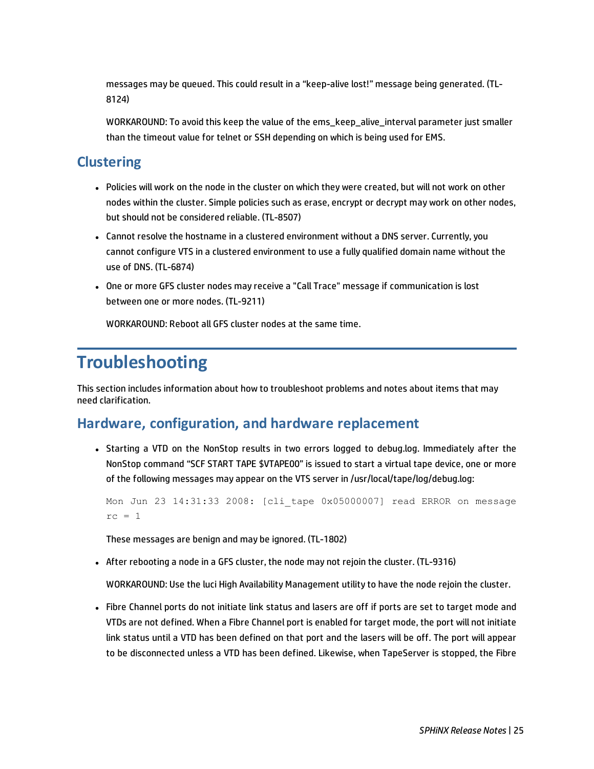messages may be queued. This could result in a “keep-alive lost!” message being generated. (TL-8124)

WORKAROUND: To avoid this keep the value of the ems_keep_alive_interval parameter just smaller than the timeout value for telnet or SSH depending on which is being used for EMS.

## Clustering

- Policies will work on the node in the cluster on which they were created, but will not work on other nodes within the cluster. Simple policies such as erase, encrypt or decrypt may work on other nodes, but should not be considered reliable. (TL-8507)
- Cannot resolve the hostname in a clustered environment without a DNS server. Currently, you cannot configure VTS in a clustered environment to use a fully qualified domain name without the use of DNS. (TL-6874)
- One or more GFS cluster nodes may receive a "Call Trace" message if communication is lost between one or more nodes. (TL-9211)

  WORKAROUND: Reboot all GFS cluster nodes at the same time.

# Troubleshooting

This section includes information about how to troubleshoot problems and notes about items that may need clarification.

## Hardware, configuration, and hardware replacement

- Starting a VTD on the NonStop results in two errors logged to debug.log. Immediately after the NonStop command “SCF START TAPE $VTAPE00” is issued to start a virtual tape device, one or more of the following messages may appear on the VTS server in /usr/local/tape/log/debug.log:

  ```
  Mon Jun 23 14:31:33 2008: [cli_tape 0x05000007] read ERROR on message
  rc = 1
  ```

  These messages are benign and may be ignored. (TL-1802)

- After rebooting a node in a GFS cluster, the node may not rejoin the cluster. (TL-9316)

  WORKAROUND: Use the luci High Availability Management utility to have the node rejoin the cluster.

- Fibre Channel ports do not initiate link status and lasers are off if ports are set to target mode and VTDs are not defined. When a Fibre Channel port is enabled for target mode, the port will not initiate link status until a VTD has been defined on that port and the lasers will be off. The port will appear to be disconnected unless a VTD has been defined. Likewise, when TapeServer is stopped, the Fibre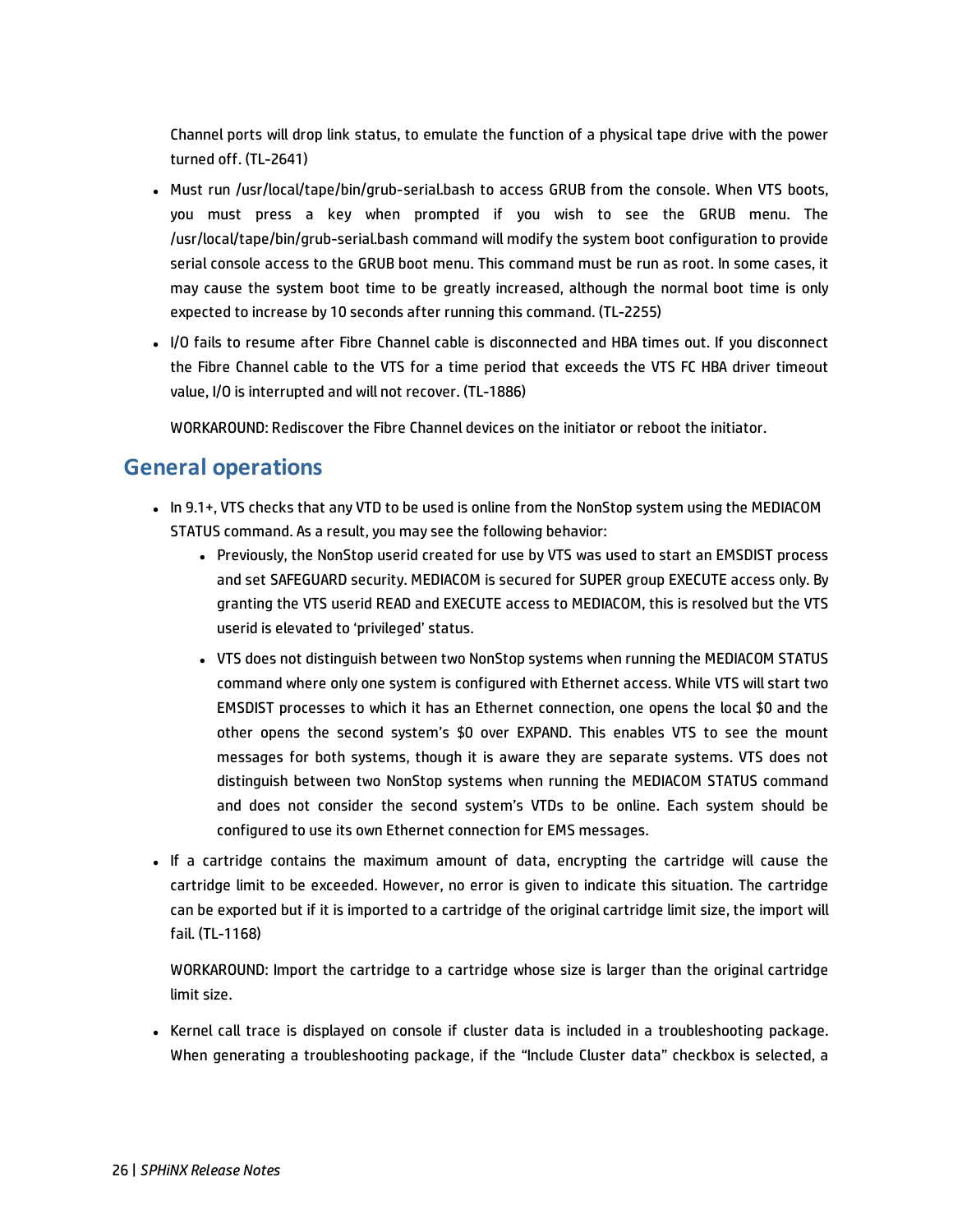Channel ports will drop link status, to emulate the function of a physical tape drive with the power turned off. (TL-2641)

- Must run /usr/local/tape/bin/grub-serial.bash to access GRUB from the console. When VTS boots, you must press a key when prompted if you wish to see the GRUB menu. The /usr/local/tape/bin/grub-serial.bash command will modify the system boot configuration to provide serial console access to the GRUB boot menu. This command must be run as root. In some cases, it may cause the system boot time to be greatly increased, although the normal boot time is only expected to increase by 10 seconds after running this command. (TL-2255)
- I/O fails to resume after Fibre Channel cable is disconnected and HBA times out. If you disconnect the Fibre Channel cable to the VTS for a time period that exceeds the VTS FC HBA driver timeout value, I/O is interrupted and will not recover. (TL-1886)

  WORKAROUND: Rediscover the Fibre Channel devices on the initiator or reboot the initiator.

## General operations

- In 9.1+, VTS checks that any VTD to be used is online from the NonStop system using the MEDIACOM STATUS command. As a result, you may see the following behavior:
  - Previously, the NonStop userid created for use by VTS was used to start an EMSDIST process and set SAFEGUARD security. MEDIACOM is secured for SUPER group EXECUTE access only. By granting the VTS userid READ and EXECUTE access to MEDIACOM, this is resolved but the VTS userid is elevated to 'privileged' status.
  - VTS does not distinguish between two NonStop systems when running the MEDIACOM STATUS command where only one system is configured with Ethernet access. While VTS will start two EMSDIST processes to which it has an Ethernet connection, one opens the local $0 and the other opens the second system's $0 over EXPAND. This enables VTS to see the mount messages for both systems, though it is aware they are separate systems. VTS does not distinguish between two NonStop systems when running the MEDIACOM STATUS command and does not consider the second system's VTDs to be online. Each system should be configured to use its own Ethernet connection for EMS messages.
- If a cartridge contains the maximum amount of data, encrypting the cartridge will cause the cartridge limit to be exceeded. However, no error is given to indicate this situation. The cartridge can be exported but if it is imported to a cartridge of the original cartridge limit size, the import will fail. (TL-1168)

  WORKAROUND: Import the cartridge to a cartridge whose size is larger than the original cartridge limit size.

- Kernel call trace is displayed on console if cluster data is included in a troubleshooting package. When generating a troubleshooting package, if the "Include Cluster data" checkbox is selected, a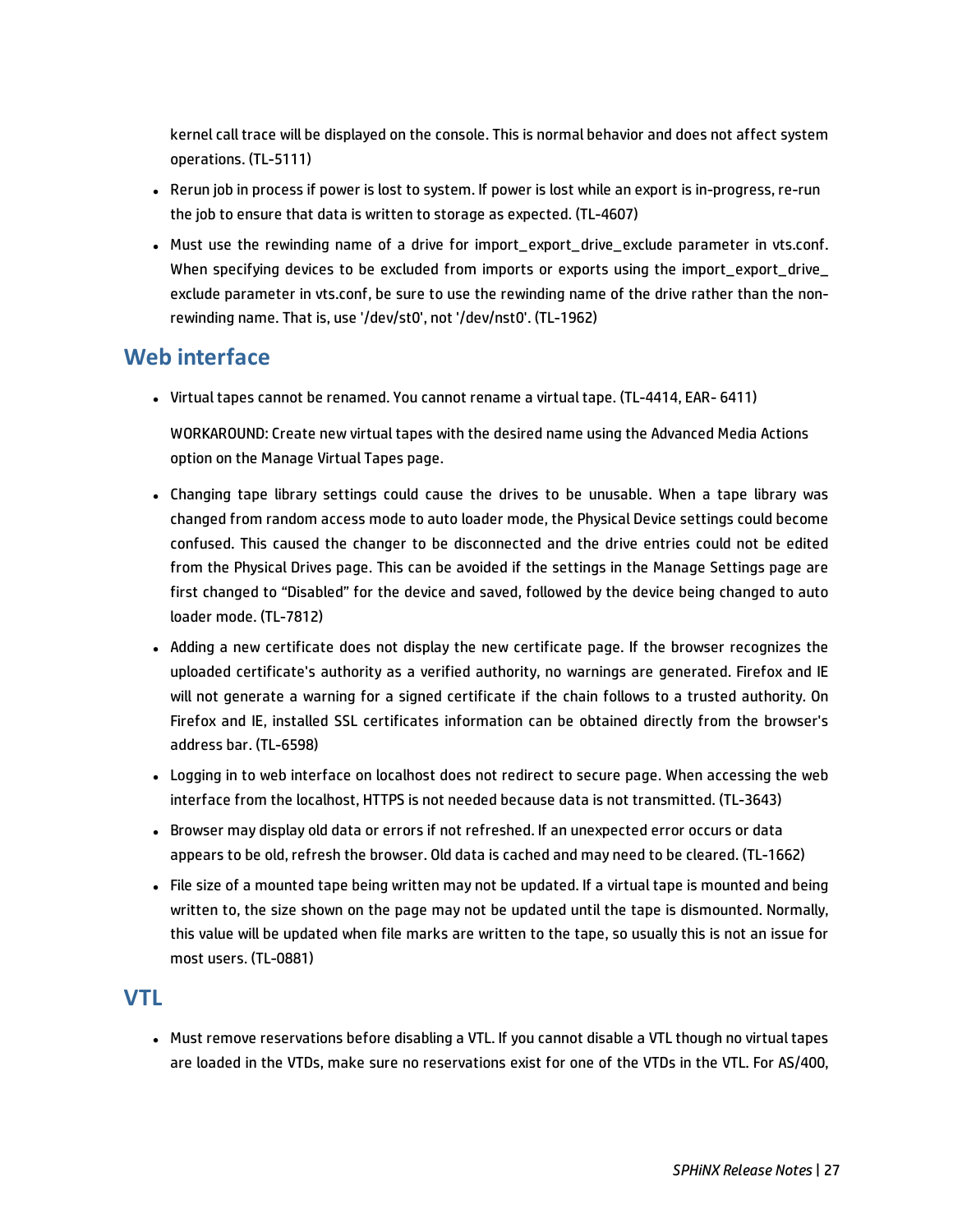kernel call trace will be displayed on the console. This is normal behavior and does not affect system operations. (TL-5111)

- Rerun job in process if power is lost to system. If power is lost while an export is in-progress, re-run the job to ensure that data is written to storage as expected. (TL-4607)
- Must use the rewinding name of a drive for import_export_drive_exclude parameter in vts.conf. When specifying devices to be excluded from imports or exports using the import_export_drive_ exclude parameter in vts.conf, be sure to use the rewinding name of the drive rather than the non-rewinding name. That is, use '/dev/st0', not '/dev/nst0'. (TL-1962)

## Web interface

- Virtual tapes cannot be renamed. You cannot rename a virtual tape. (TL-4414, EAR- 6411)

  WORKAROUND: Create new virtual tapes with the desired name using the Advanced Media Actions option on the Manage Virtual Tapes page.

- Changing tape library settings could cause the drives to be unusable. When a tape library was changed from random access mode to auto loader mode, the Physical Device settings could become confused. This caused the changer to be disconnected and the drive entries could not be edited from the Physical Drives page. This can be avoided if the settings in the Manage Settings page are first changed to “Disabled” for the device and saved, followed by the device being changed to auto loader mode. (TL-7812)
- Adding a new certificate does not display the new certificate page. If the browser recognizes the uploaded certificate's authority as a verified authority, no warnings are generated. Firefox and IE will not generate a warning for a signed certificate if the chain follows to a trusted authority. On Firefox and IE, installed SSL certificates information can be obtained directly from the browser's address bar. (TL-6598)
- Logging in to web interface on localhost does not redirect to secure page. When accessing the web interface from the localhost, HTTPS is not needed because data is not transmitted. (TL-3643)
- Browser may display old data or errors if not refreshed. If an unexpected error occurs or data appears to be old, refresh the browser. Old data is cached and may need to be cleared. (TL-1662)
- File size of a mounted tape being written may not be updated. If a virtual tape is mounted and being written to, the size shown on the page may not be updated until the tape is dismounted. Normally, this value will be updated when file marks are written to the tape, so usually this is not an issue for most users. (TL-0881)

## VTL

- Must remove reservations before disabling a VTL. If you cannot disable a VTL though no virtual tapes are loaded in the VTDs, make sure no reservations exist for one of the VTDs in the VTL. For AS/400,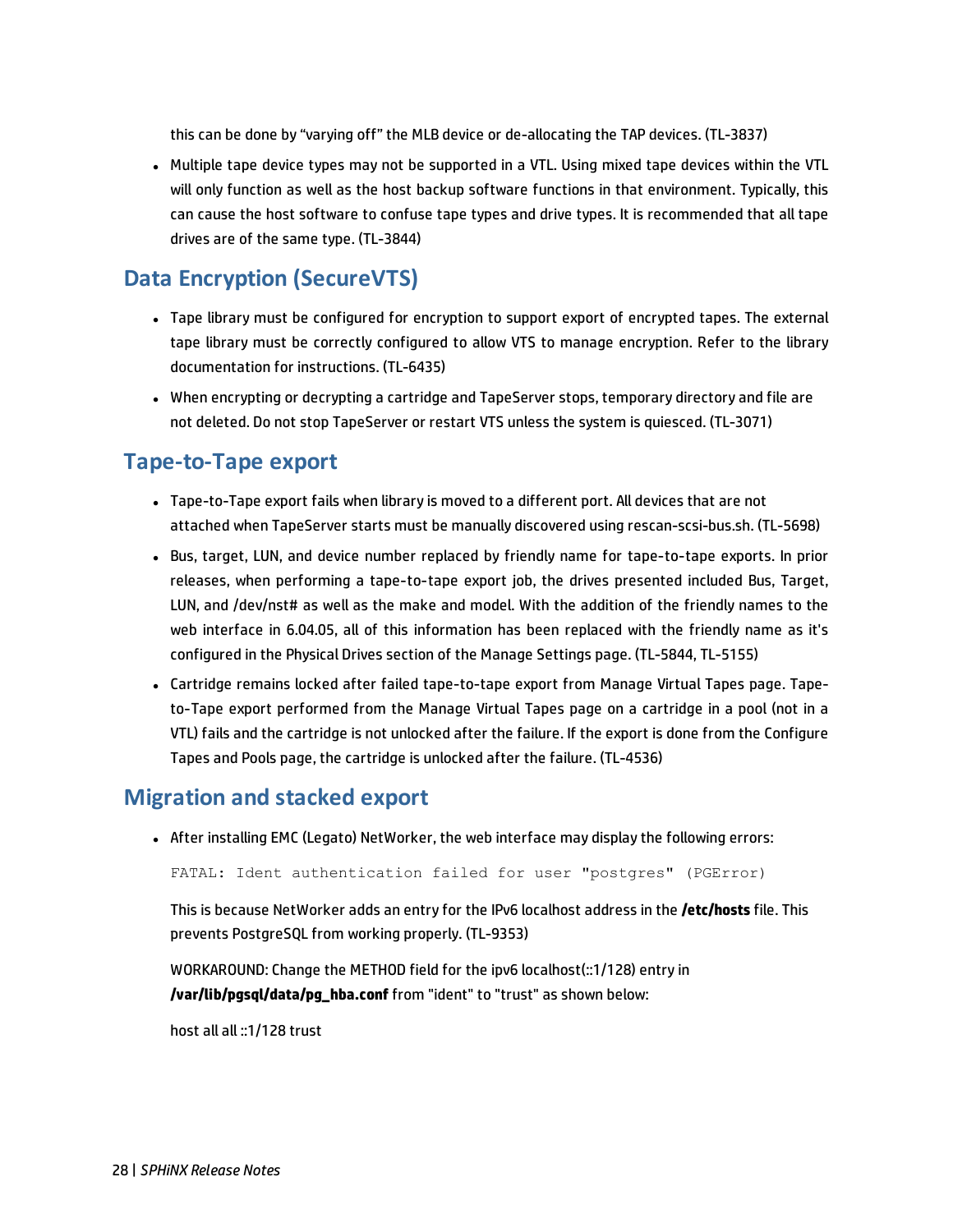this can be done by “varying off” the MLB device or de-allocating the TAP devices. (TL-3837)

- Multiple tape device types may not be supported in a VTL. Using mixed tape devices within the VTL will only function as well as the host backup software functions in that environment. Typically, this can cause the host software to confuse tape types and drive types. It is recommended that all tape drives are of the same type. (TL-3844)

## Data Encryption (SecureVTS)

- Tape library must be configured for encryption to support export of encrypted tapes. The external tape library must be correctly configured to allow VTS to manage encryption. Refer to the library documentation for instructions. (TL-6435)
- When encrypting or decrypting a cartridge and TapeServer stops, temporary directory and file are not deleted. Do not stop TapeServer or restart VTS unless the system is quiesced. (TL-3071)

## Tape-to-Tape export

- Tape-to-Tape export fails when library is moved to a different port. All devices that are not attached when TapeServer starts must be manually discovered using rescan-scsi-bus.sh. (TL-5698)
- Bus, target, LUN, and device number replaced by friendly name for tape-to-tape exports. In prior releases, when performing a tape-to-tape export job, the drives presented included Bus, Target, LUN, and /dev/nst# as well as the make and model. With the addition of the friendly names to the web interface in 6.04.05, all of this information has been replaced with the friendly name as it's configured in the Physical Drives section of the Manage Settings page. (TL-5844, TL-5155)
- Cartridge remains locked after failed tape-to-tape export from Manage Virtual Tapes page. Tape-to-Tape export performed from the Manage Virtual Tapes page on a cartridge in a pool (not in a VTL) fails and the cartridge is not unlocked after the failure. If the export is done from the Configure Tapes and Pools page, the cartridge is unlocked after the failure. (TL-4536)

## Migration and stacked export

- After installing EMC (Legato) NetWorker, the web interface may display the following errors:

  ```
  FATAL: Ident authentication failed for user "postgres" (PGError)
  ```

  This is because NetWorker adds an entry for the IPv6 localhost address in the **/etc/hosts** file. This prevents PostgreSQL from working properly. (TL-9353)

  WORKAROUND: Change the METHOD field for the ipv6 localhost(::1/128) entry in **/var/lib/pgsql/data/pg_hba.conf** from "ident" to "trust" as shown below:

  host all all ::1/128 trust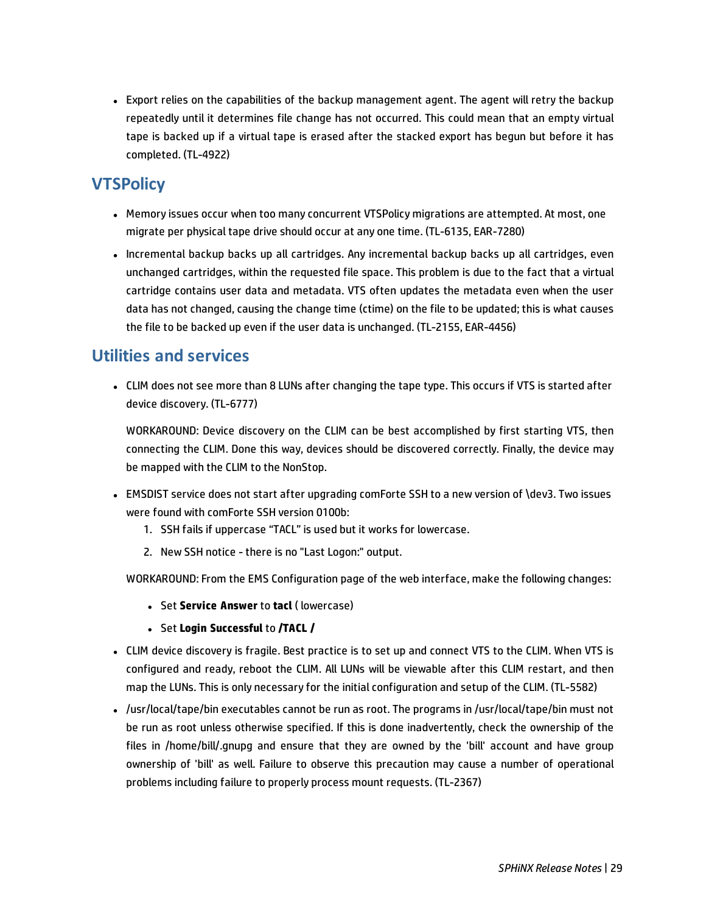- Export relies on the capabilities of the backup management agent. The agent will retry the backup repeatedly until it determines file change has not occurred. This could mean that an empty virtual tape is backed up if a virtual tape is erased after the stacked export has begun but before it has completed. (TL-4922)

## VTSPolicy

- Memory issues occur when too many concurrent VTSPolicy migrations are attempted. At most, one migrate per physical tape drive should occur at any one time. (TL-6135, EAR-7280)
- Incremental backup backs up all cartridges. Any incremental backup backs up all cartridges, even unchanged cartridges, within the requested file space. This problem is due to the fact that a virtual cartridge contains user data and metadata. VTS often updates the metadata even when the user data has not changed, causing the change time (ctime) on the file to be updated; this is what causes the file to be backed up even if the user data is unchanged. (TL-2155, EAR-4456)

## Utilities and services

- CLIM does not see more than 8 LUNs after changing the tape type. This occurs if VTS is started after device discovery. (TL-6777)

  WORKAROUND: Device discovery on the CLIM can be best accomplished by first starting VTS, then connecting the CLIM. Done this way, devices should be discovered correctly. Finally, the device may be mapped with the CLIM to the NonStop.

- EMSDIST service does not start after upgrading comForte SSH to a new version of \dev3. Two issues were found with comForte SSH version 0100b:
  1. SSH fails if uppercase “TACL” is used but it works for lowercase.
  2. New SSH notice - there is no "Last Logon:" output.

  WORKAROUND: From the EMS Configuration page of the web interface, make the following changes:

  - Set **Service Answer** to **tacl** ( lowercase)
  - Set **Login Successful** to **/TACL /**

- CLIM device discovery is fragile. Best practice is to set up and connect VTS to the CLIM. When VTS is configured and ready, reboot the CLIM. All LUNs will be viewable after this CLIM restart, and then map the LUNs. This is only necessary for the initial configuration and setup of the CLIM. (TL-5582)
- /usr/local/tape/bin executables cannot be run as root. The programs in /usr/local/tape/bin must not be run as root unless otherwise specified. If this is done inadvertently, check the ownership of the files in /home/bill/.gnupg and ensure that they are owned by the 'bill' account and have group ownership of 'bill' as well. Failure to observe this precaution may cause a number of operational problems including failure to properly process mount requests. (TL-2367)